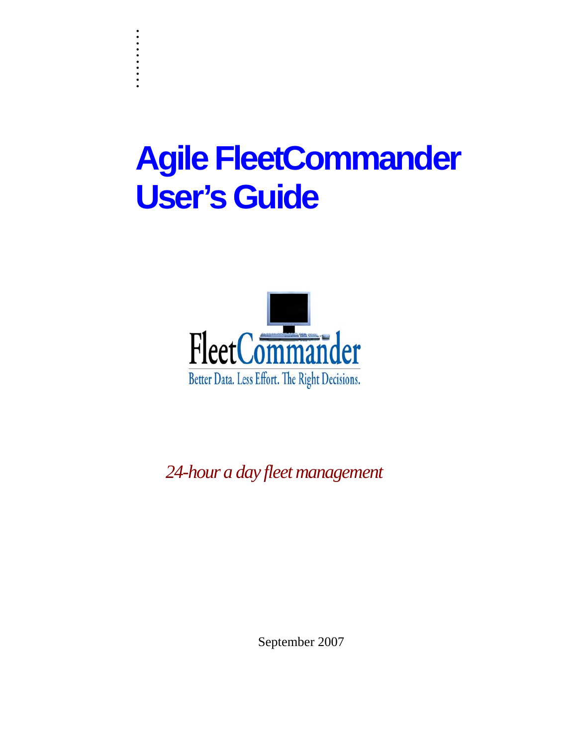# Agile FleetCommander User's Guide

FleetCommander

Better Data. Less Effort. The Right Decisions.

*24-hour a day fleet management*

September 2007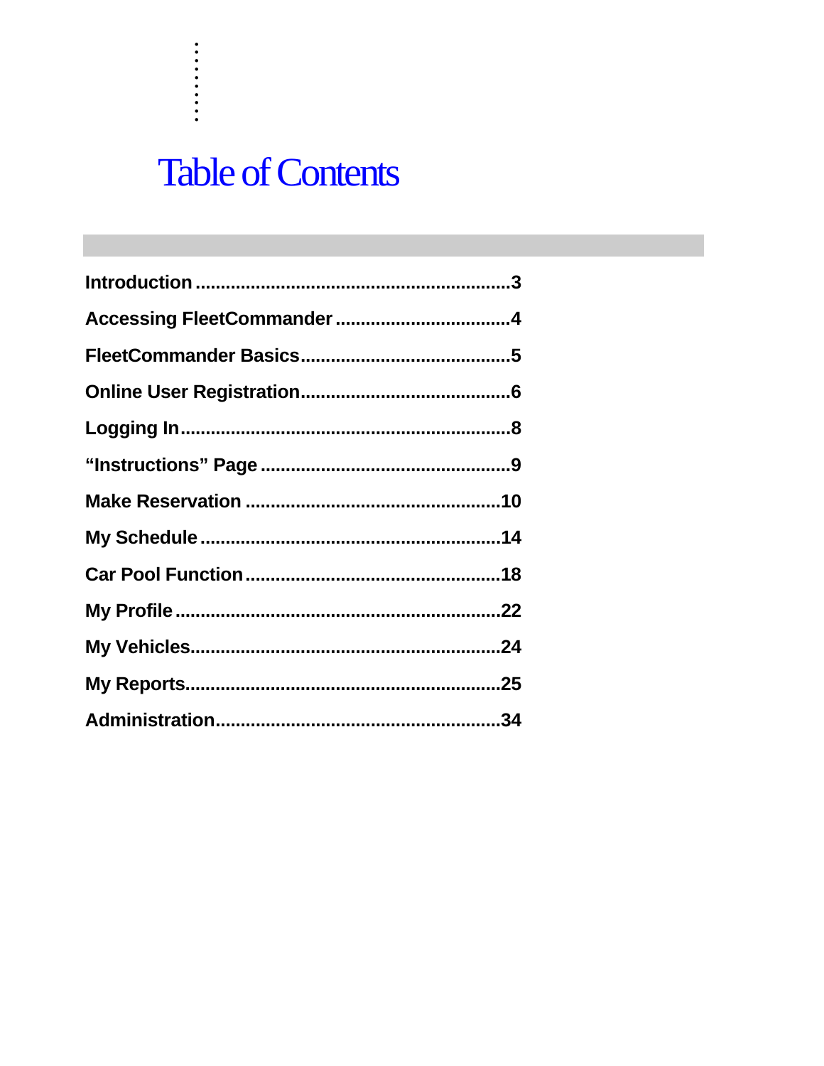# Table of Contents

**Introduction ............................................................3**

**Accessing FleetCommander ..................................4**

**FleetCommander Basics.........................................5**

**Online User Registration.........................................6**

**Logging In................................................................8**

**"Instructions" Page .................................................9**

**Make Reservation ..................................................10**

**My Schedule ..........................................................14**

**Car Pool Function..................................................18**

**My Profile ...............................................................22**

**My Vehicles............................................................24**

**My Reports.............................................................25**

**Administration........................................................34**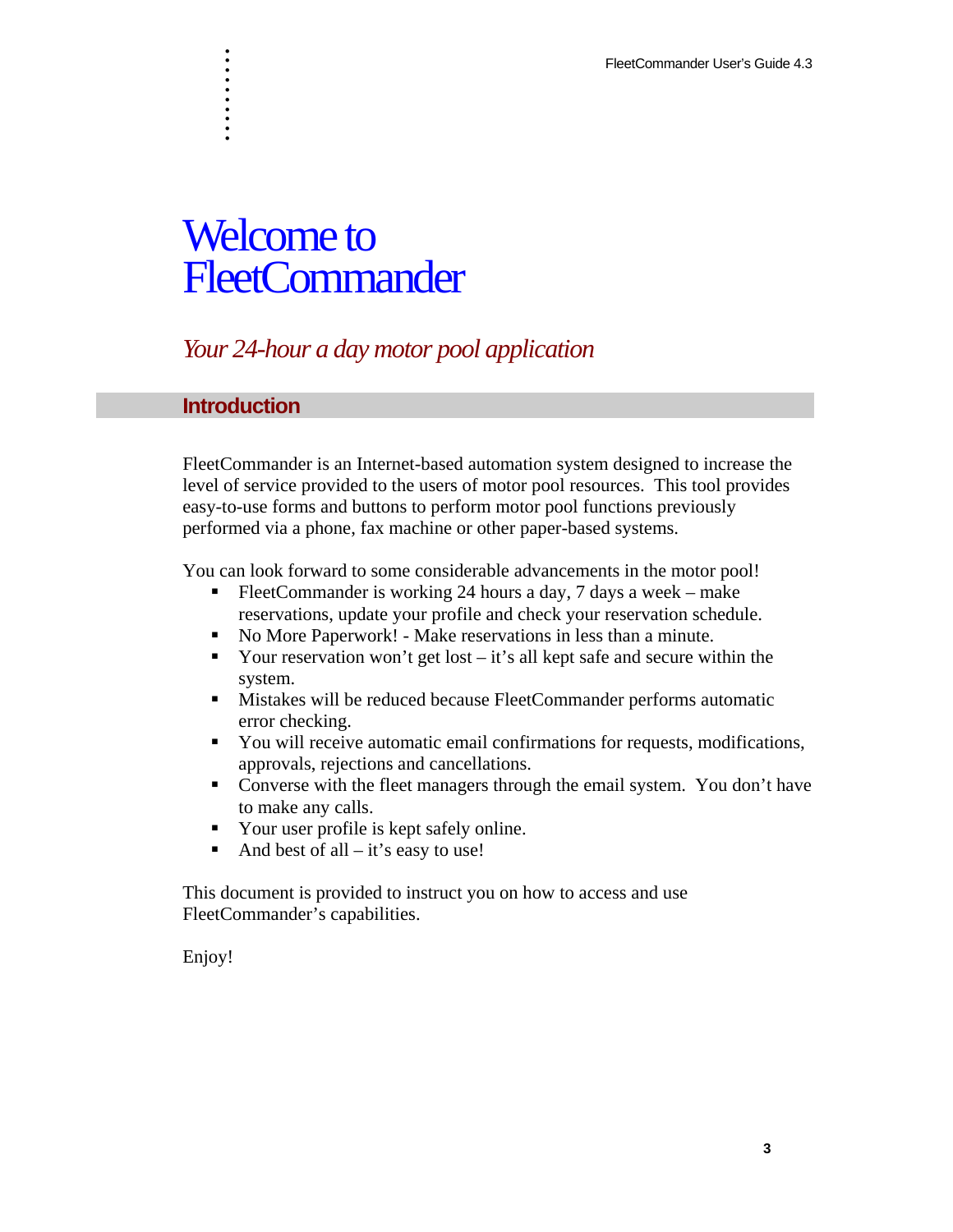# Welcome to FleetCommander

*Your 24-hour a day motor pool application*

## Introduction

FleetCommander is an Internet-based automation system designed to increase the level of service provided to the users of motor pool resources. This tool provides easy-to-use forms and buttons to perform motor pool functions previously performed via a phone, fax machine or other paper-based systems.

You can look forward to some considerable advancements in the motor pool!

- FleetCommander is working 24 hours a day, 7 days a week – make reservations, update your profile and check your reservation schedule.
- No More Paperwork! - Make reservations in less than a minute.
- Your reservation won't get lost – it's all kept safe and secure within the system.
- Mistakes will be reduced because FleetCommander performs automatic error checking.
- You will receive automatic email confirmations for requests, modifications, approvals, rejections and cancellations.
- Converse with the fleet managers through the email system. You don't have to make any calls.
- Your user profile is kept safely online.
- And best of all – it's easy to use!

This document is provided to instruct you on how to access and use FleetCommander's capabilities.

Enjoy!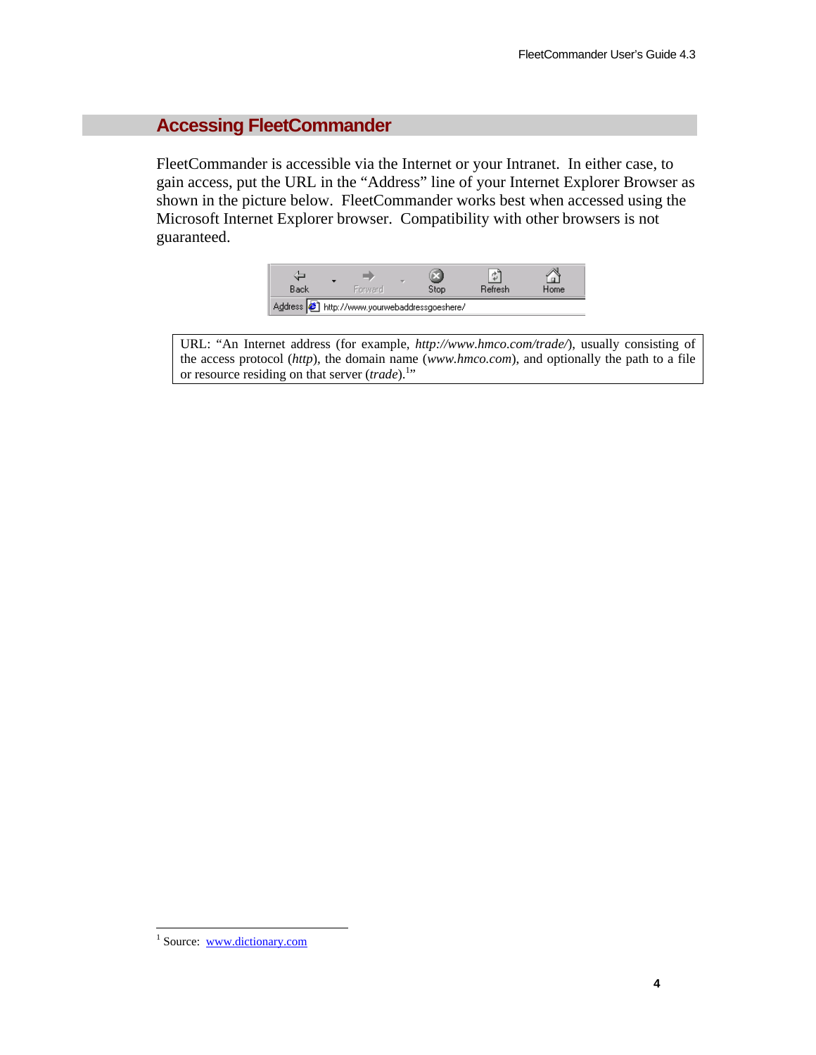## Accessing FleetCommander

FleetCommander is accessible via the Internet or your Intranet. In either case, to gain access, put the URL in the "Address" line of your Internet Explorer Browser as shown in the picture below. FleetCommander works best when accessed using the Microsoft Internet Explorer browser. Compatibility with other browsers is not guaranteed.

URL: "An Internet address (for example, *http://www.hmco.com/trade/*), usually consisting of the access protocol (*http*), the domain name (*www.hmco.com*), and optionally the path to a file or resource residing on that server (*trade*).[1]"

---

[1] Source: www.dictionary.com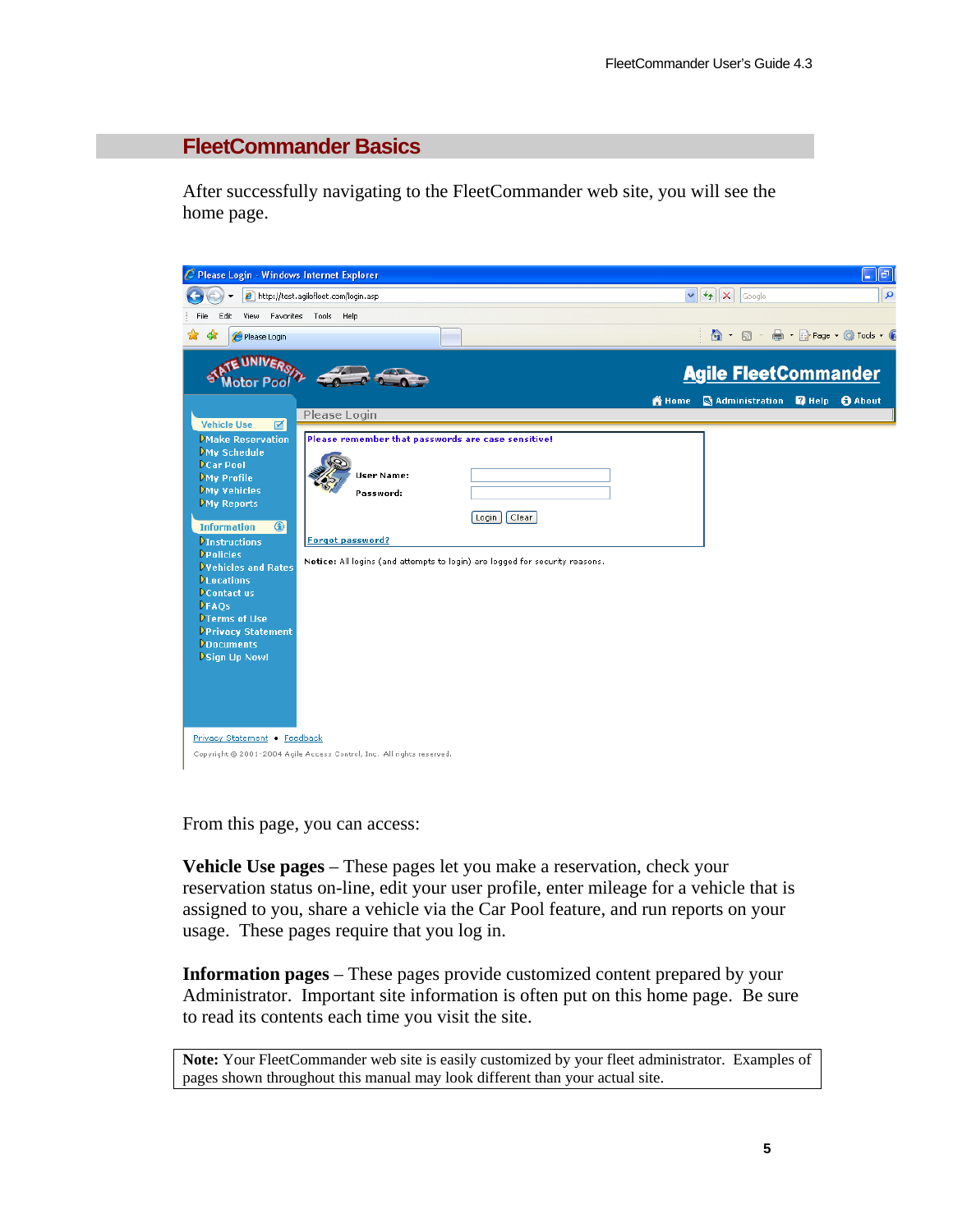# FleetCommander Basics

After successfully navigating to the FleetCommander web site, you will see the home page.

From this page, you can access:

**Vehicle Use pages** – These pages let you make a reservation, check your reservation status on-line, edit your user profile, enter mileage for a vehicle that is assigned to you, share a vehicle via the Car Pool feature, and run reports on your usage. These pages require that you log in.

**Information pages** – These pages provide customized content prepared by your Administrator. Important site information is often put on this home page. Be sure to read its contents each time you visit the site.

**Note:** Your FleetCommander web site is easily customized by your fleet administrator. Examples of pages shown throughout this manual may look different than your actual site.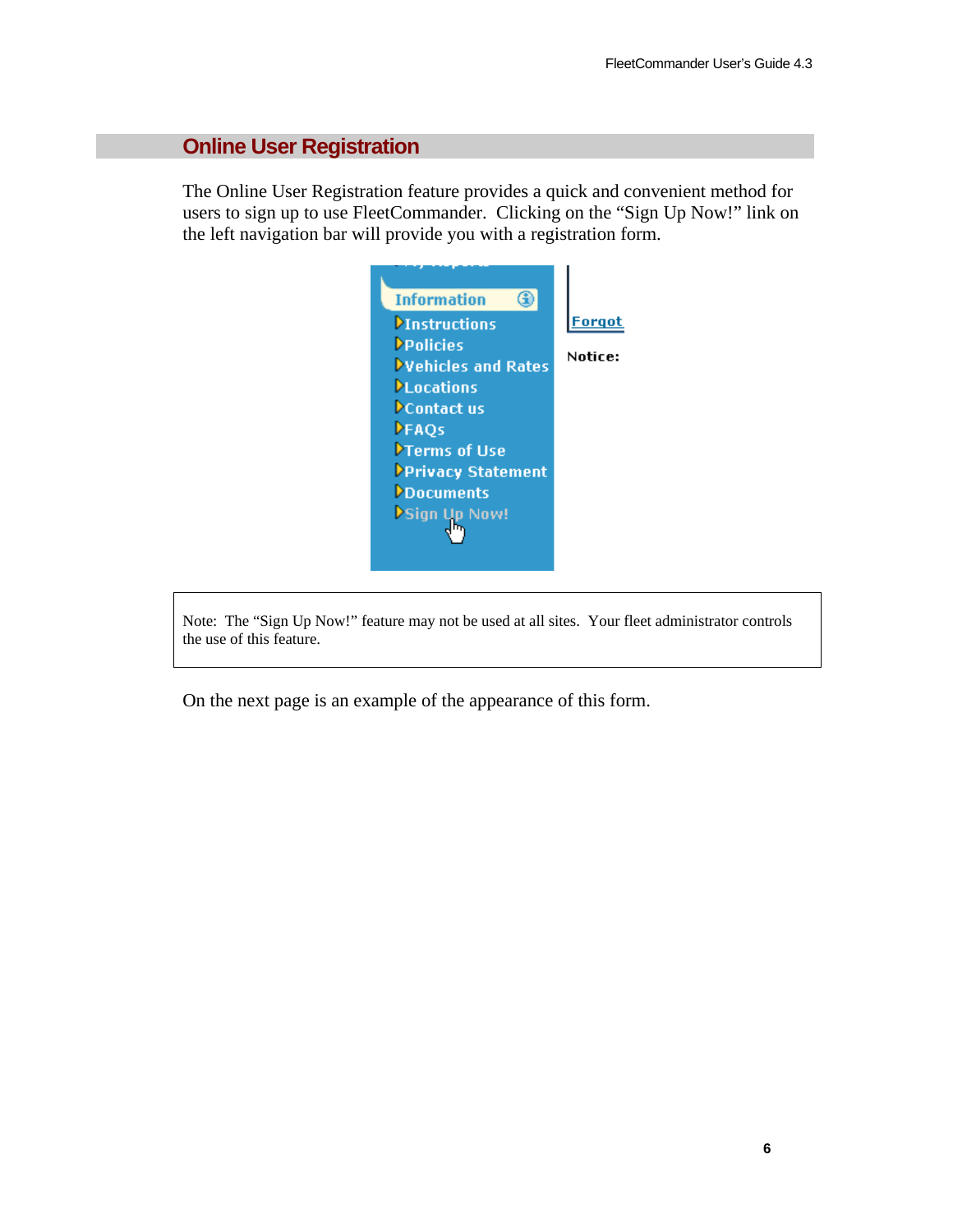## Online User Registration

The Online User Registration feature provides a quick and convenient method for users to sign up to use FleetCommander. Clicking on the "Sign Up Now!" link on the left navigation bar will provide you with a registration form.

Note: The "Sign Up Now!" feature may not be used at all sites. Your fleet administrator controls the use of this feature.

On the next page is an example of the appearance of this form.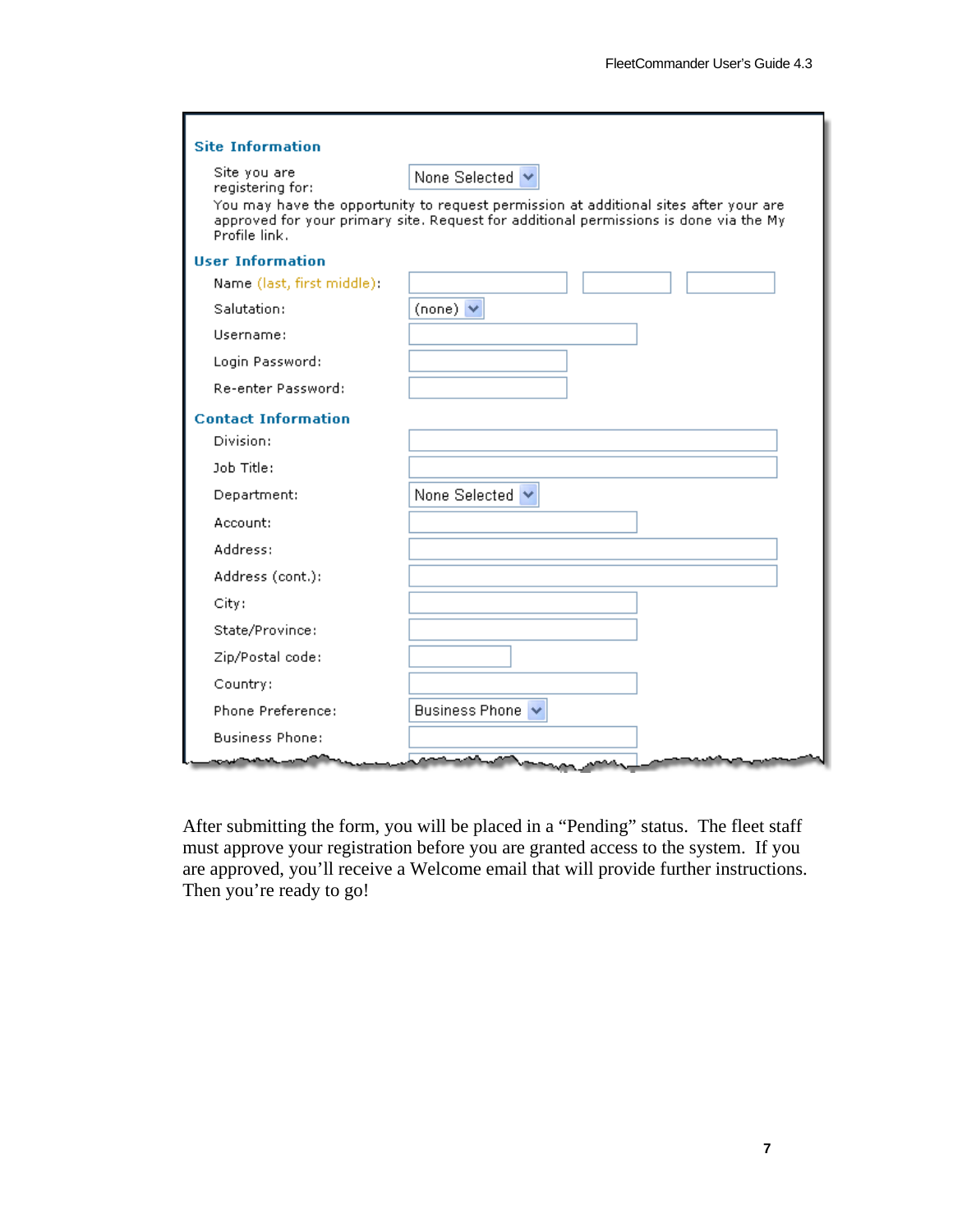**Site Information**

| | |
|---|---|
| Site you are registering for: | None Selected |

You may have the opportunity to request permission at additional sites after your are approved for your primary site. Request for additional permissions is done via the My Profile link.

**User Information**

| | |
|---|---|
| Name (last, first middle): | |
| Salutation: | (none) |
| Username: | |
| Login Password: | |
| Re-enter Password: | |

**Contact Information**

| | |
|---|---|
| Division: | |
| Job Title: | |
| Department: | None Selected |
| Account: | |
| Address: | |
| Address (cont.): | |
| City: | |
| State/Province: | |
| Zip/Postal code: | |
| Country: | |
| Phone Preference: | Business Phone |
| Business Phone: | |

After submitting the form, you will be placed in a "Pending" status. The fleet staff must approve your registration before you are granted access to the system. If you are approved, you'll receive a Welcome email that will provide further instructions. Then you're ready to go!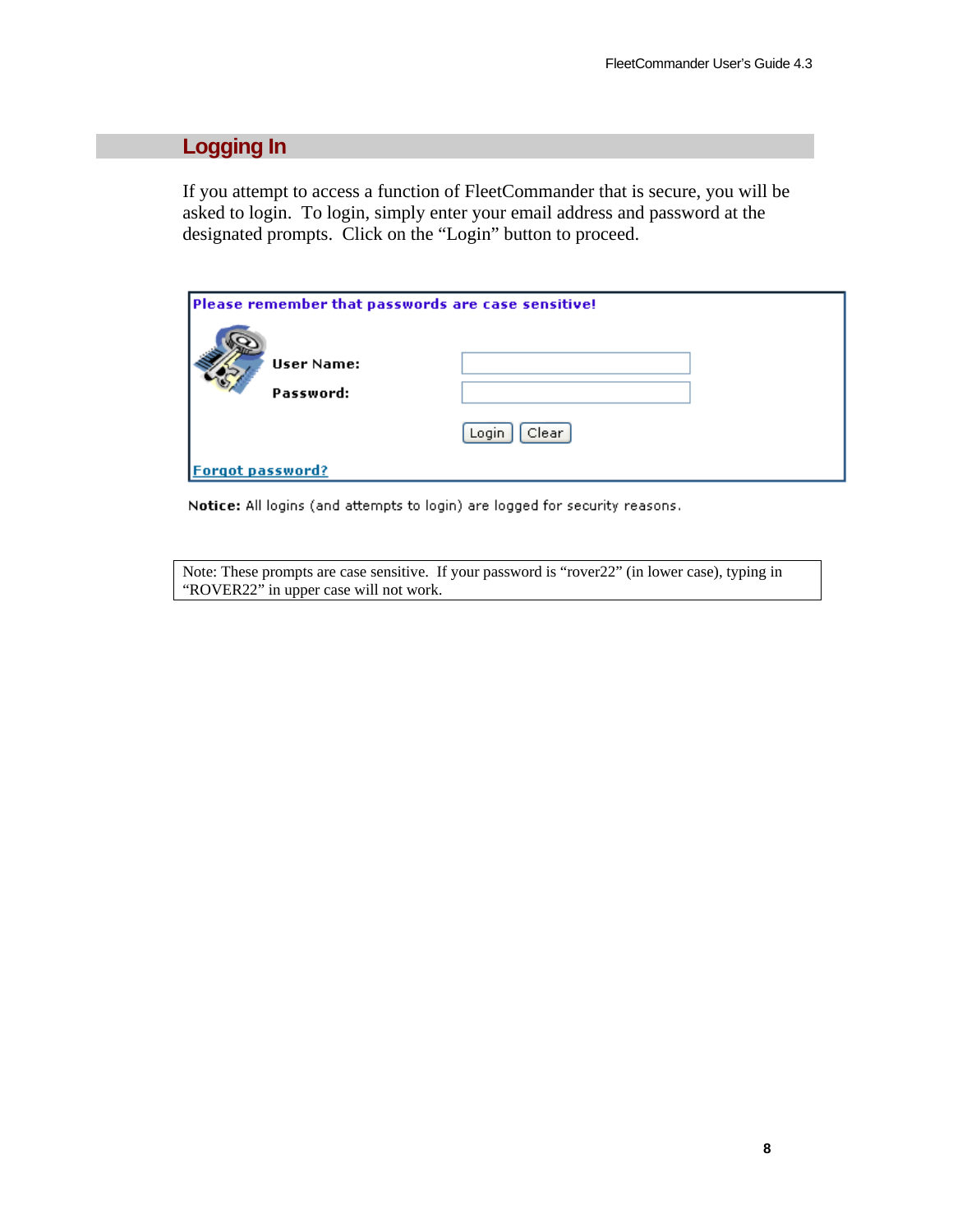## Logging In

If you attempt to access a function of FleetCommander that is secure, you will be asked to login. To login, simply enter your email address and password at the designated prompts. Click on the “Login” button to proceed.

**Please remember that passwords are case sensitive!**

**User Name:**

**Password:**

Login Clear

Forgot password?

**Notice:** All logins (and attempts to login) are logged for security reasons.

> Note: These prompts are case sensitive. If your password is “rover22” (in lower case), typing in “ROVER22” in upper case will not work.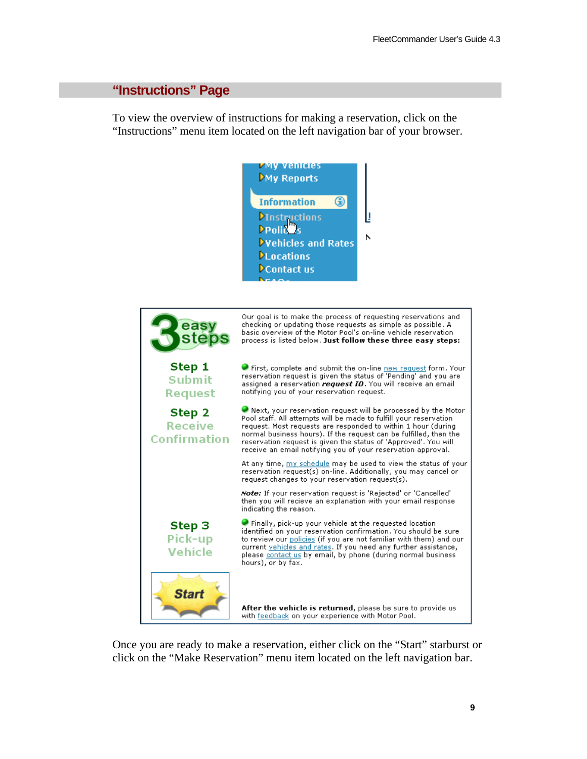## "Instructions" Page

To view the overview of instructions for making a reservation, click on the "Instructions" menu item located on the left navigation bar of your browser.

Once you are ready to make a reservation, either click on the "Start" starburst or click on the "Make Reservation" menu item located on the left navigation bar.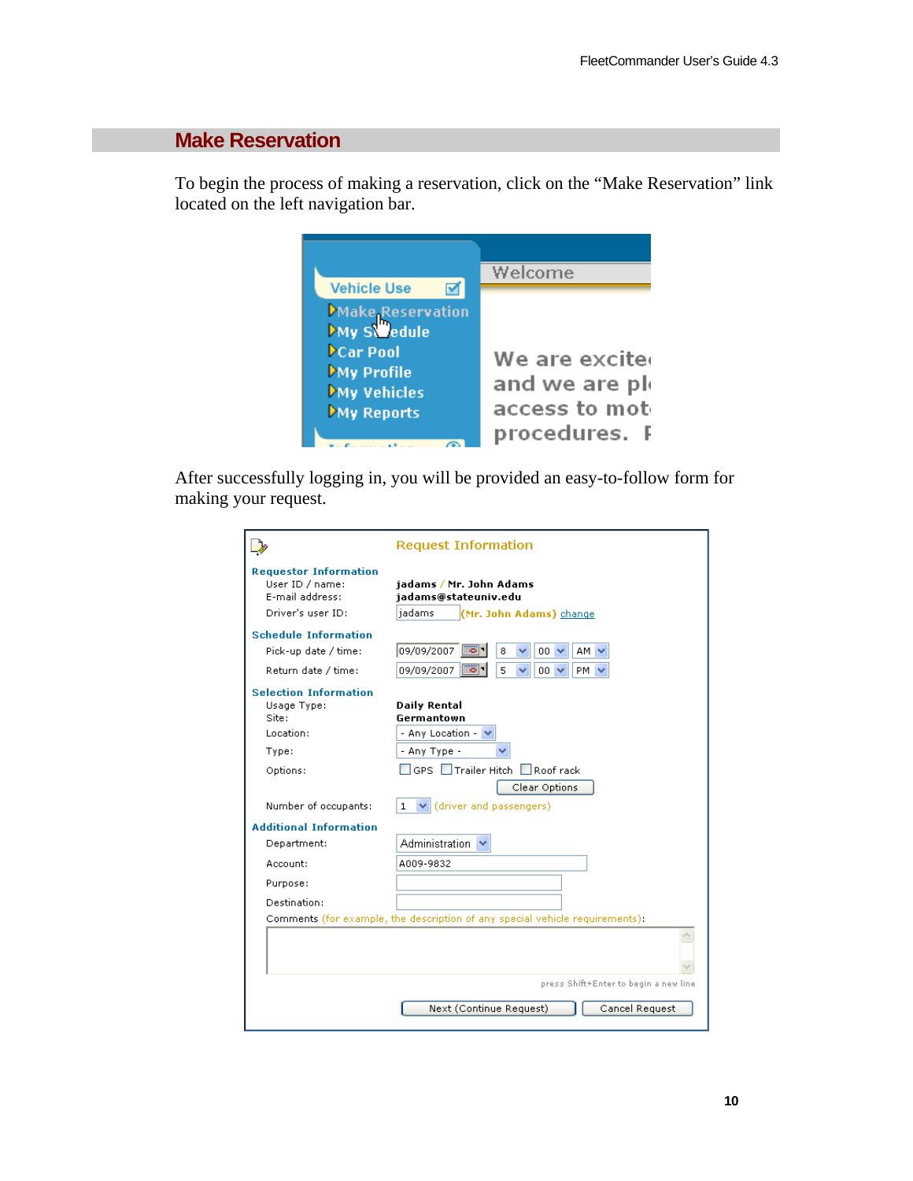## Make Reservation

To begin the process of making a reservation, click on the "Make Reservation" link located on the left navigation bar.

After successfully logging in, you will be provided an easy-to-follow form for making your request.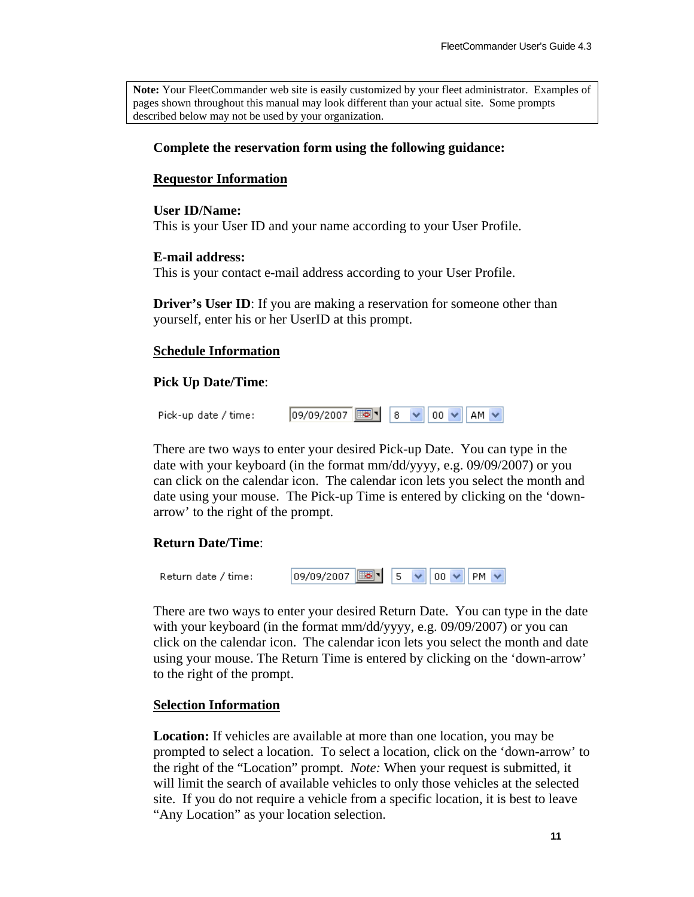> **Note:** Your FleetCommander web site is easily customized by your fleet administrator. Examples of pages shown throughout this manual may look different than your actual site. Some prompts described below may not be used by your organization.

**Complete the reservation form using the following guidance:**

## Requestor Information

**User ID/Name:**
This is your User ID and your name according to your User Profile.

**E-mail address:**
This is your contact e-mail address according to your User Profile.

**Driver's User ID**: If you are making a reservation for someone other than yourself, enter his or her UserID at this prompt.

## Schedule Information

**Pick Up Date/Time**:

Pick-up date / time: 09/09/2007 | 8 | 00 | AM

There are two ways to enter your desired Pick-up Date. You can type in the date with your keyboard (in the format mm/dd/yyyy, e.g. 09/09/2007) or you can click on the calendar icon. The calendar icon lets you select the month and date using your mouse. The Pick-up Time is entered by clicking on the 'down-arrow' to the right of the prompt.

**Return Date/Time**:

Return date / time: 09/09/2007 | 5 | 00 | PM

There are two ways to enter your desired Return Date. You can type in the date with your keyboard (in the format mm/dd/yyyy, e.g. 09/09/2007) or you can click on the calendar icon. The calendar icon lets you select the month and date using your mouse. The Return Time is entered by clicking on the 'down-arrow' to the right of the prompt.

## Selection Information

**Location:** If vehicles are available at more than one location, you may be prompted to select a location. To select a location, click on the 'down-arrow' to the right of the "Location" prompt. *Note:* When your request is submitted, it will limit the search of available vehicles to only those vehicles at the selected site. If you do not require a vehicle from a specific location, it is best to leave "Any Location" as your location selection.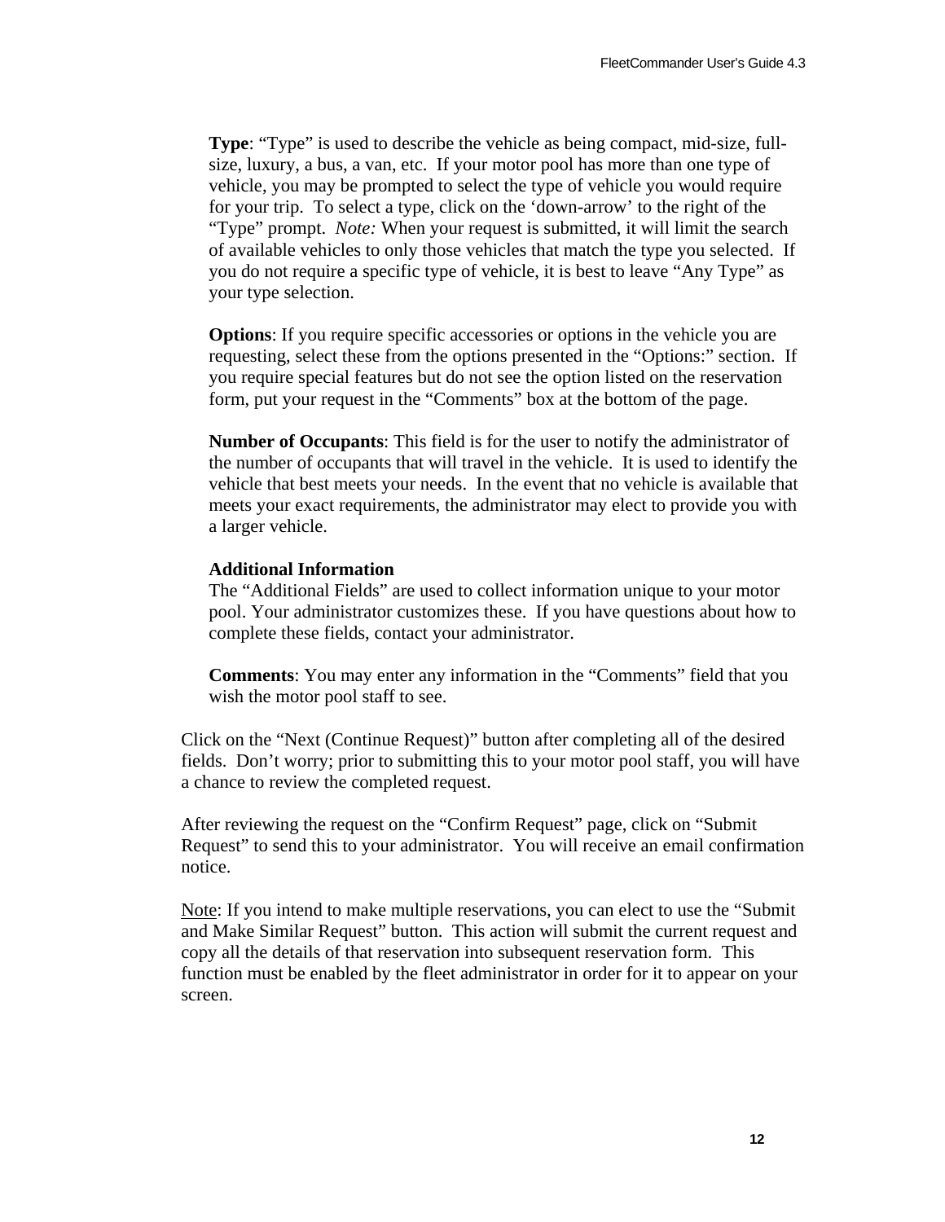**Type**: "Type" is used to describe the vehicle as being compact, mid-size, full-size, luxury, a bus, a van, etc. If your motor pool has more than one type of vehicle, you may be prompted to select the type of vehicle you would require for your trip. To select a type, click on the 'down-arrow' to the right of the "Type" prompt. *Note:* When your request is submitted, it will limit the search of available vehicles to only those vehicles that match the type you selected. If you do not require a specific type of vehicle, it is best to leave "Any Type" as your type selection.

**Options**: If you require specific accessories or options in the vehicle you are requesting, select these from the options presented in the "Options:" section. If you require special features but do not see the option listed on the reservation form, put your request in the "Comments" box at the bottom of the page.

**Number of Occupants**: This field is for the user to notify the administrator of the number of occupants that will travel in the vehicle. It is used to identify the vehicle that best meets your needs. In the event that no vehicle is available that meets your exact requirements, the administrator may elect to provide you with a larger vehicle.

**Additional Information**

The "Additional Fields" are used to collect information unique to your motor pool. Your administrator customizes these. If you have questions about how to complete these fields, contact your administrator.

**Comments**: You may enter any information in the "Comments" field that you wish the motor pool staff to see.

Click on the "Next (Continue Request)" button after completing all of the desired fields. Don't worry; prior to submitting this to your motor pool staff, you will have a chance to review the completed request.

After reviewing the request on the "Confirm Request" page, click on "Submit Request" to send this to your administrator. You will receive an email confirmation notice.

<u>Note</u>: If you intend to make multiple reservations, you can elect to use the "Submit and Make Similar Request" button. This action will submit the current request and copy all the details of that reservation into subsequent reservation form. This function must be enabled by the fleet administrator in order for it to appear on your screen.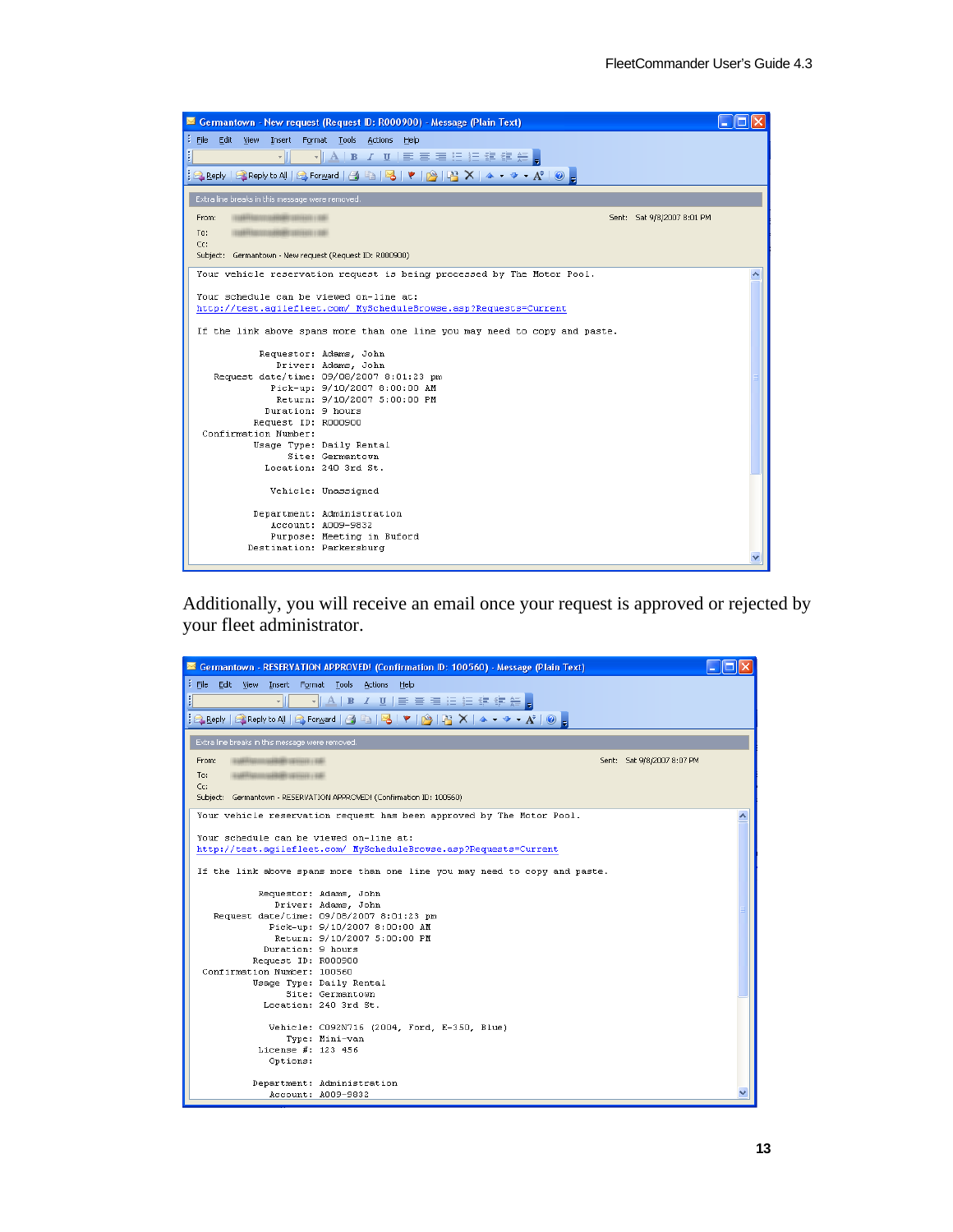Germantown - New request (Request ID: R000900) - Message (Plain Text)

Extra line breaks in this message were removed.

From:

To:

Cc:

Subject: Germantown - New request (Request ID: R000900)

Sent: Sat 9/8/2007 8:01 PM

```
Your vehicle reservation request is being processed by The Motor Pool.

Your schedule can be viewed on-line at:
http://test.agilefleet.com/ MyScheduleBrowse.asp?Requests=Current

If the link above spans more than one line you may need to copy and paste.

          Requestor: Adams, John
             Driver: Adams, John
  Request date/time: 09/08/2007 8:01:23 pm
            Pick-up: 9/10/2007 8:00:00 AM
             Return: 9/10/2007 5:00:00 PM
           Duration: 9 hours
         Request ID: R000900
Confirmation Number:
         Usage Type: Daily Rental
               Site: Germantown
           Location: 240 3rd St.

            Vehicle: Unassigned

         Department: Administration
            Account: A009-9832
            Purpose: Meeting in Buford
        Destination: Parkersburg
```

Additionally, you will receive an email once your request is approved or rejected by your fleet administrator.

Germantown - RESERVATION APPROVED! (Confirmation ID: 100560) - Message (Plain Text)

Extra line breaks in this message were removed.

From:

To:

Cc:

Subject: Germantown - RESERVATION APPROVED! (Confirmation ID: 100560)

Sent: Sat 9/8/2007 8:07 PM

```
Your vehicle reservation request has been approved by The Motor Pool.

Your schedule can be viewed on-line at:
http://test.agilefleet.com/ MyScheduleBrowse.asp?Requests=Current

If the link above spans more than one line you may need to copy and paste.

          Requestor: Adams, John
             Driver: Adams, John
  Request date/time: 09/08/2007 8:01:23 pm
            Pick-up: 9/10/2007 8:00:00 AM
             Return: 9/10/2007 5:00:00 PM
           Duration: 9 hours
         Request ID: R000900
Confirmation Number: 100560
         Usage Type: Daily Rental
               Site: Germantown
           Location: 240 3rd St.

            Vehicle: C092N716 (2004, Ford, E-350, Blue)
               Type: Mini-van
          License #: 123 456
            Options:

         Department: Administration
            Account: A009-9832
```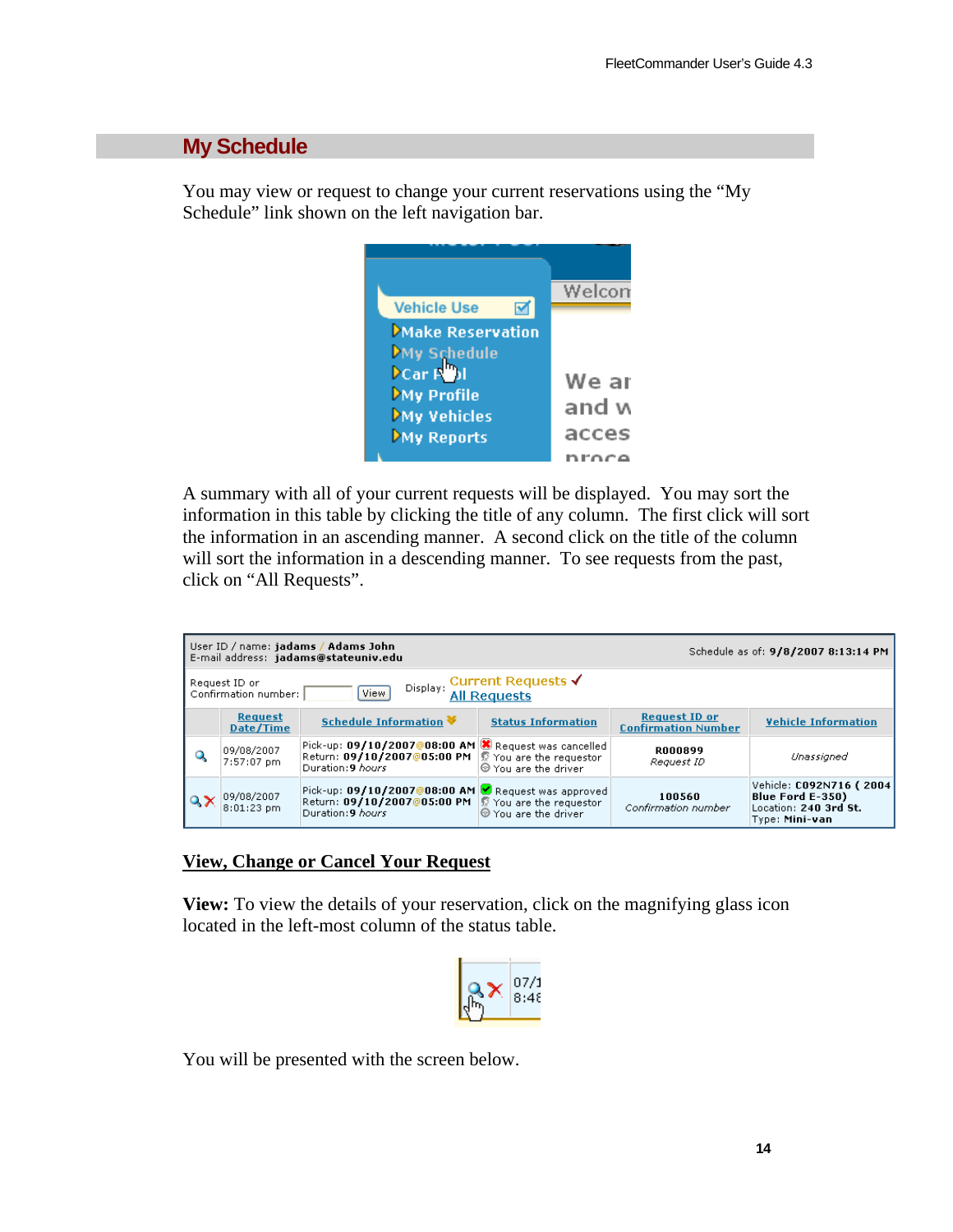## My Schedule

You may view or request to change your current reservations using the "My Schedule" link shown on the left navigation bar.

A summary with all of your current requests will be displayed. You may sort the information in this table by clicking the title of any column. The first click will sort the information in an ascending manner. A second click on the title of the column will sort the information in a descending manner. To see requests from the past, click on "All Requests".

User ID / name: **jadams / Adams John**
E-mail address: **jadams@stateuniv.edu**

Schedule as of: **9/8/2007 8:13:14 PM**

Request ID or Confirmation number: [ ] View

Display: Current Requests ✓ | All Requests

| | Request Date/Time | Schedule Information | Status Information | Request ID or Confirmation Number | Vehicle Information |
|---|---|---|---|---|---|
| 🔍 | 09/08/2007 7:57:07 pm | Pick-up: **09/10/2007@08:00 AM** Return: **09/10/2007@05:00 PM** Duration: **9** *hours* | Request was cancelled You are the requestor You are the driver | **R000899** *Request ID* | *Unassigned* |
| 🔍 ✗ | 09/08/2007 8:01:23 pm | Pick-up: **09/10/2007@08:00 AM** Return: **09/10/2007@05:00 PM** Duration: **9** *hours* | Request was approved You are the requestor You are the driver | **100560** *Confirmation number* | Vehicle: **C092N716 ( 2004 Blue Ford E-350)** Location: **240 3rd St.** Type: **Mini-van** |

### View, Change or Cancel Your Request

**View:** To view the details of your reservation, click on the magnifying glass icon located in the left-most column of the status table.

You will be presented with the screen below.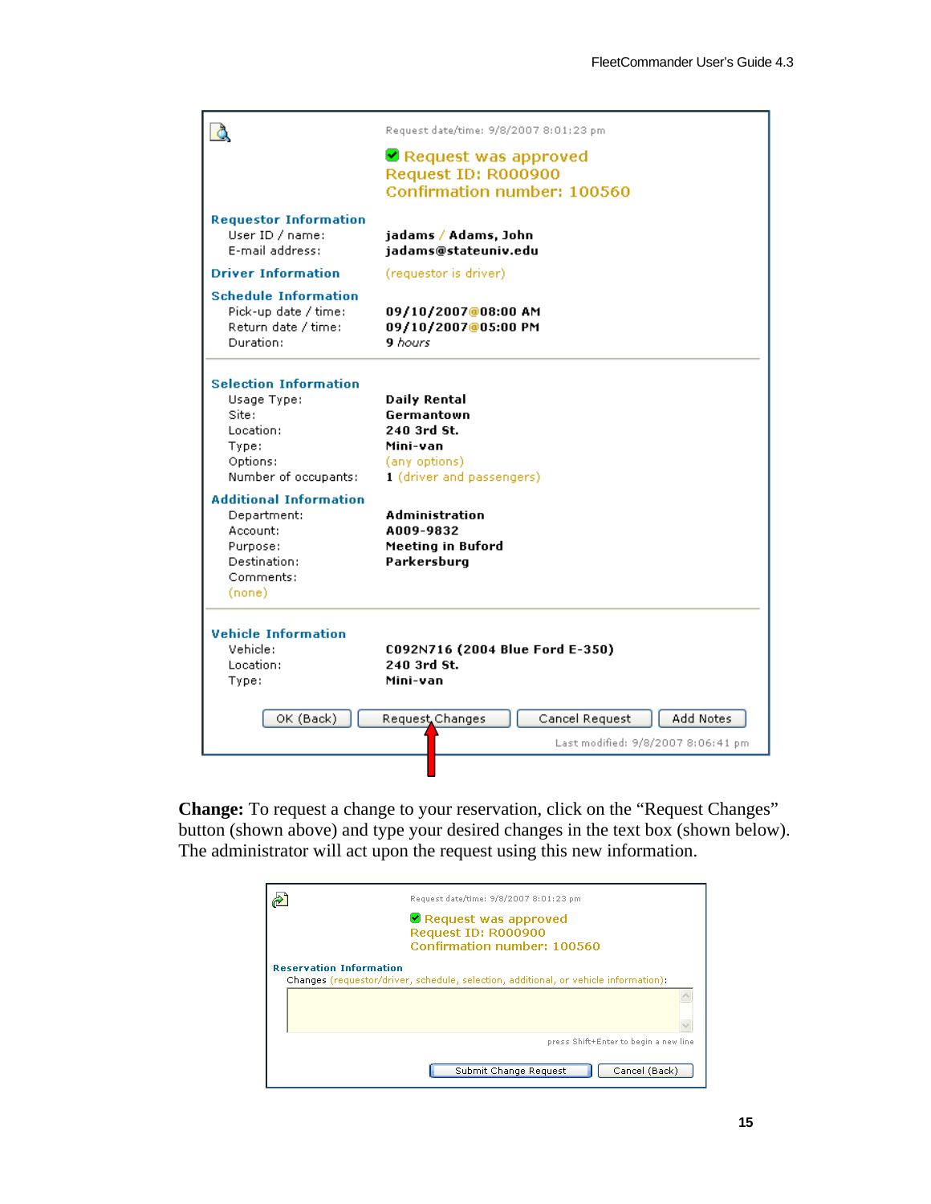Request date/time: 9/8/2007 8:01:23 pm

✅ Request was approved
Request ID: R000900
Confirmation number: 100560

**Requestor Information**

| | |
|---|---|
| User ID / name: | **jadams** / **Adams, John** |
| E-mail address: | **jadams@stateuniv.edu** |

**Driver Information** (requestor is driver)

**Schedule Information**

| | |
|---|---|
| Pick-up date / time: | **09/10/2007@08:00 AM** |
| Return date / time: | **09/10/2007@05:00 PM** |
| Duration: | **9** *hours* |

**Selection Information**

| | |
|---|---|
| Usage Type: | **Daily Rental** |
| Site: | **Germantown** |
| Location: | **240 3rd St.** |
| Type: | **Mini-van** |
| Options: | (any options) |
| Number of occupants: | **1** (driver and passengers) |

**Additional Information**

| | |
|---|---|
| Department: | **Administration** |
| Account: | **A009-9832** |
| Purpose: | **Meeting in Buford** |
| Destination: | **Parkersburg** |
| Comments: | |

(none)

**Vehicle Information**

| | |
|---|---|
| Vehicle: | **C092N716 (2004 Blue Ford E-350)** |
| Location: | **240 3rd St.** |
| Type: | **Mini-van** |

[OK (Back)] [Request Changes] [Cancel Request] [Add Notes]

Last modified: 9/8/2007 8:06:41 pm

**Change:** To request a change to your reservation, click on the "Request Changes" button (shown above) and type your desired changes in the text box (shown below). The administrator will act upon the request using this new information.

Request date/time: 9/8/2007 8:01:23 pm

✅ Request was approved
Request ID: R000900
Confirmation number: 100560

**Reservation Information**

Changes (requestor/driver, schedule, selection, additional, or vehicle information):

press Shift+Enter to begin a new line

[Submit Change Request] [Cancel (Back)]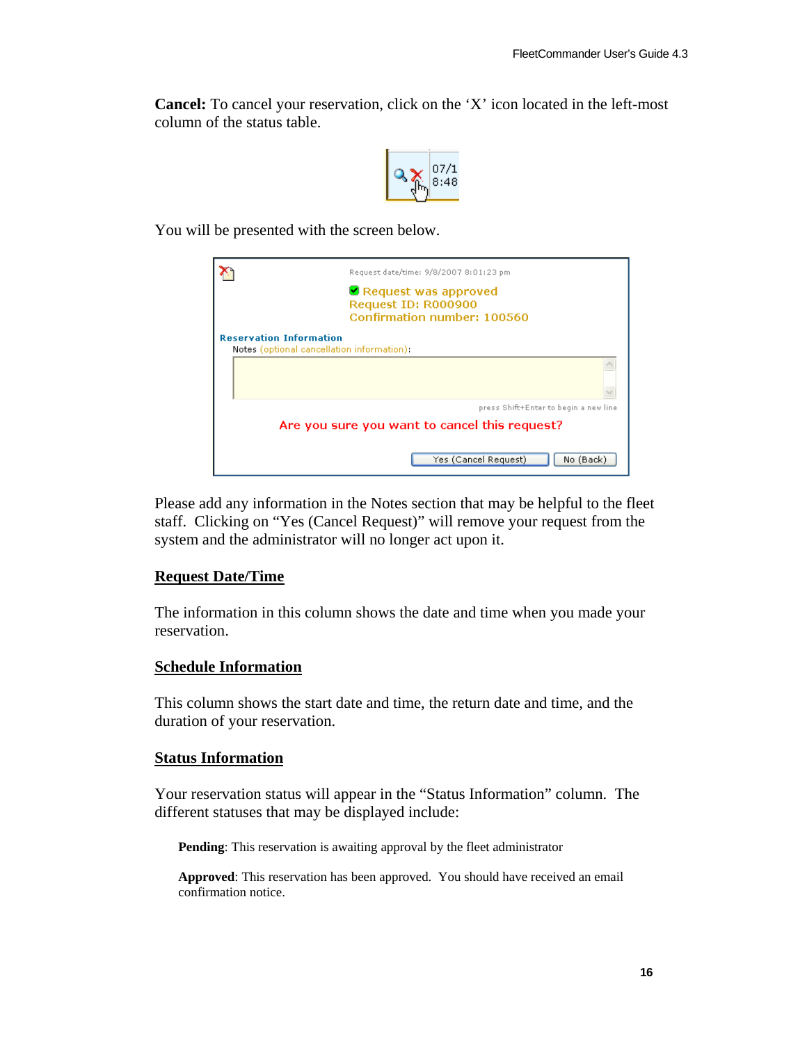**Cancel:** To cancel your reservation, click on the 'X' icon located in the left-most column of the status table.

You will be presented with the screen below.

Please add any information in the Notes section that may be helpful to the fleet staff. Clicking on "Yes (Cancel Request)" will remove your request from the system and the administrator will no longer act upon it.

## Request Date/Time

The information in this column shows the date and time when you made your reservation.

## Schedule Information

This column shows the start date and time, the return date and time, and the duration of your reservation.

## Status Information

Your reservation status will appear in the "Status Information" column. The different statuses that may be displayed include:

**Pending**: This reservation is awaiting approval by the fleet administrator

**Approved**: This reservation has been approved. You should have received an email confirmation notice.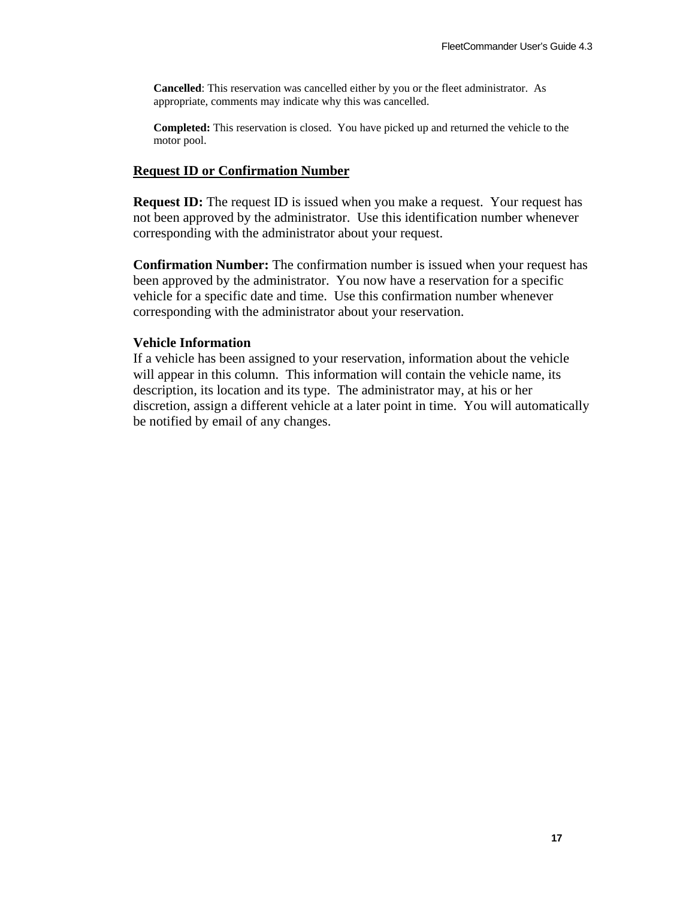**Cancelled**: This reservation was cancelled either by you or the fleet administrator. As appropriate, comments may indicate why this was cancelled.

**Completed:** This reservation is closed. You have picked up and returned the vehicle to the motor pool.

## Request ID or Confirmation Number

**Request ID:** The request ID is issued when you make a request. Your request has not been approved by the administrator. Use this identification number whenever corresponding with the administrator about your request.

**Confirmation Number:** The confirmation number is issued when your request has been approved by the administrator. You now have a reservation for a specific vehicle for a specific date and time. Use this confirmation number whenever corresponding with the administrator about your reservation.

**Vehicle Information**

If a vehicle has been assigned to your reservation, information about the vehicle will appear in this column. This information will contain the vehicle name, its description, its location and its type. The administrator may, at his or her discretion, assign a different vehicle at a later point in time. You will automatically be notified by email of any changes.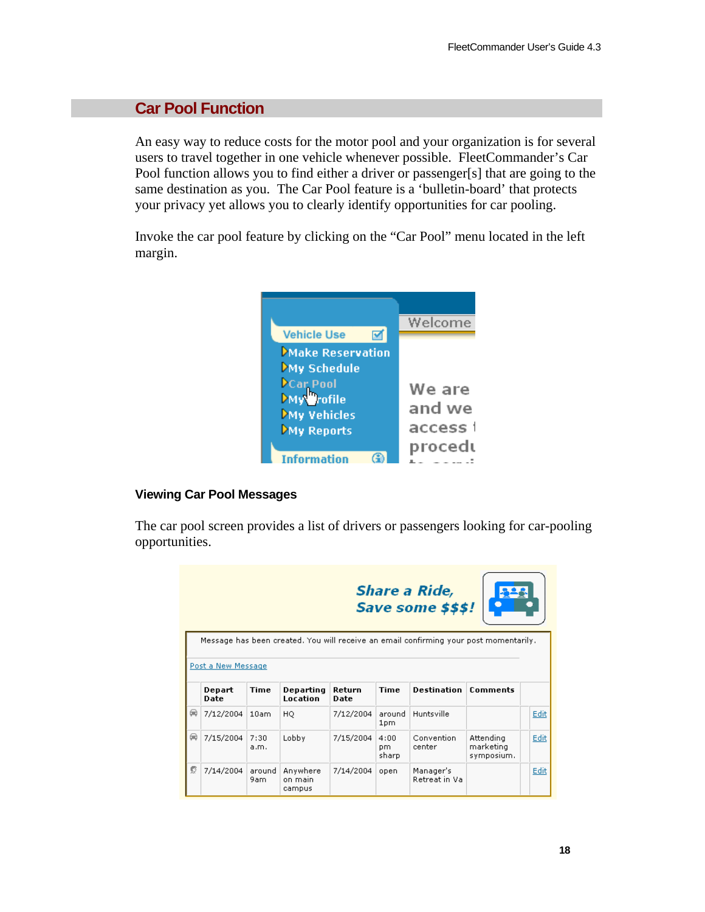## Car Pool Function

An easy way to reduce costs for the motor pool and your organization is for several users to travel together in one vehicle whenever possible. FleetCommander's Car Pool function allows you to find either a driver or passenger[s] that are going to the same destination as you. The Car Pool feature is a 'bulletin-board' that protects your privacy yet allows you to clearly identify opportunities for car pooling.

Invoke the car pool feature by clicking on the "Car Pool" menu located in the left margin.

### Viewing Car Pool Messages

The car pool screen provides a list of drivers or passengers looking for car-pooling opportunities.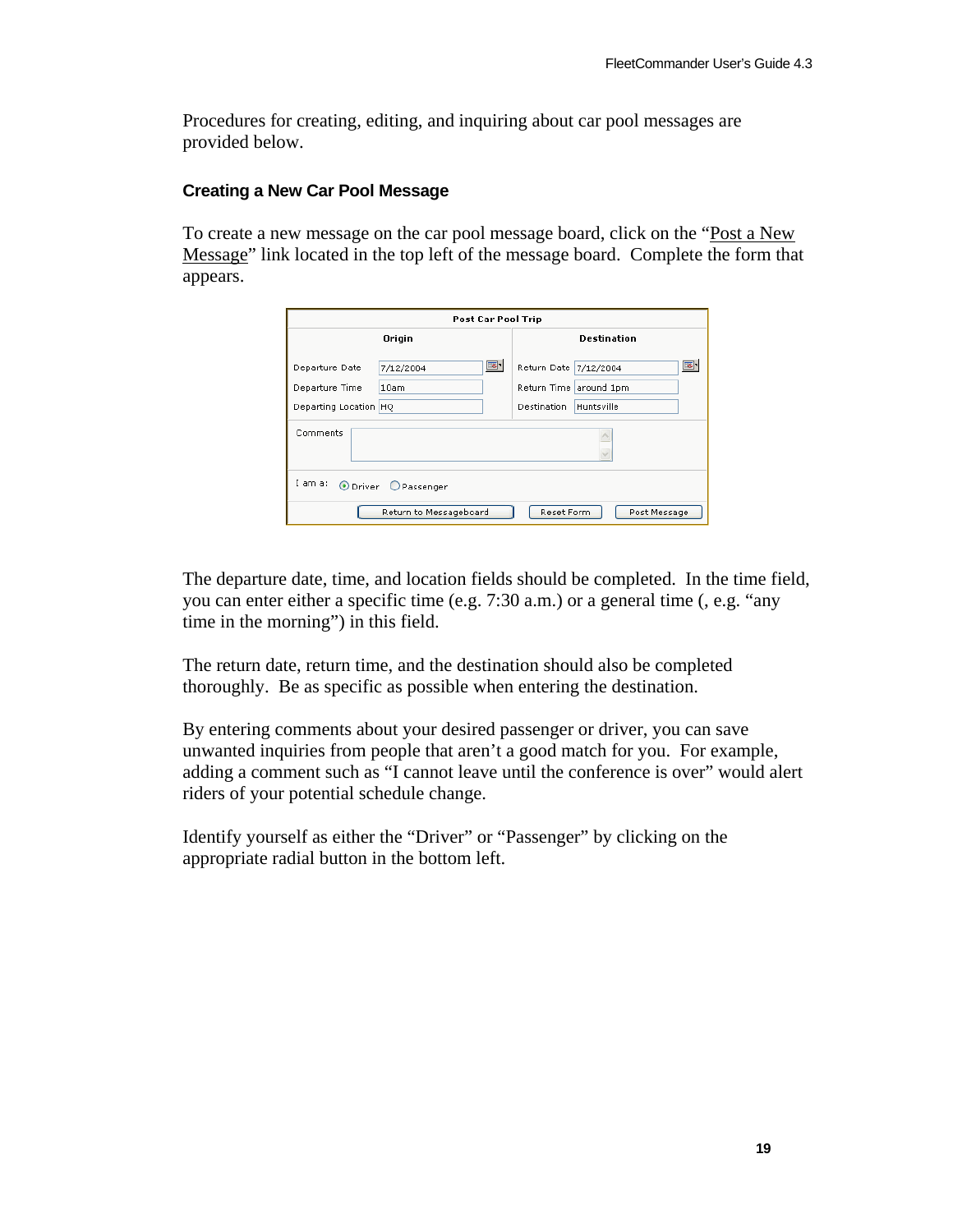Procedures for creating, editing, and inquiring about car pool messages are provided below.

### Creating a New Car Pool Message

To create a new message on the car pool message board, click on the "Post a New Message" link located in the top left of the message board. Complete the form that appears.

The departure date, time, and location fields should be completed. In the time field, you can enter either a specific time (e.g. 7:30 a.m.) or a general time (, e.g. "any time in the morning") in this field.

The return date, return time, and the destination should also be completed thoroughly. Be as specific as possible when entering the destination.

By entering comments about your desired passenger or driver, you can save unwanted inquiries from people that aren't a good match for you. For example, adding a comment such as "I cannot leave until the conference is over" would alert riders of your potential schedule change.

Identify yourself as either the "Driver" or "Passenger" by clicking on the appropriate radial button in the bottom left.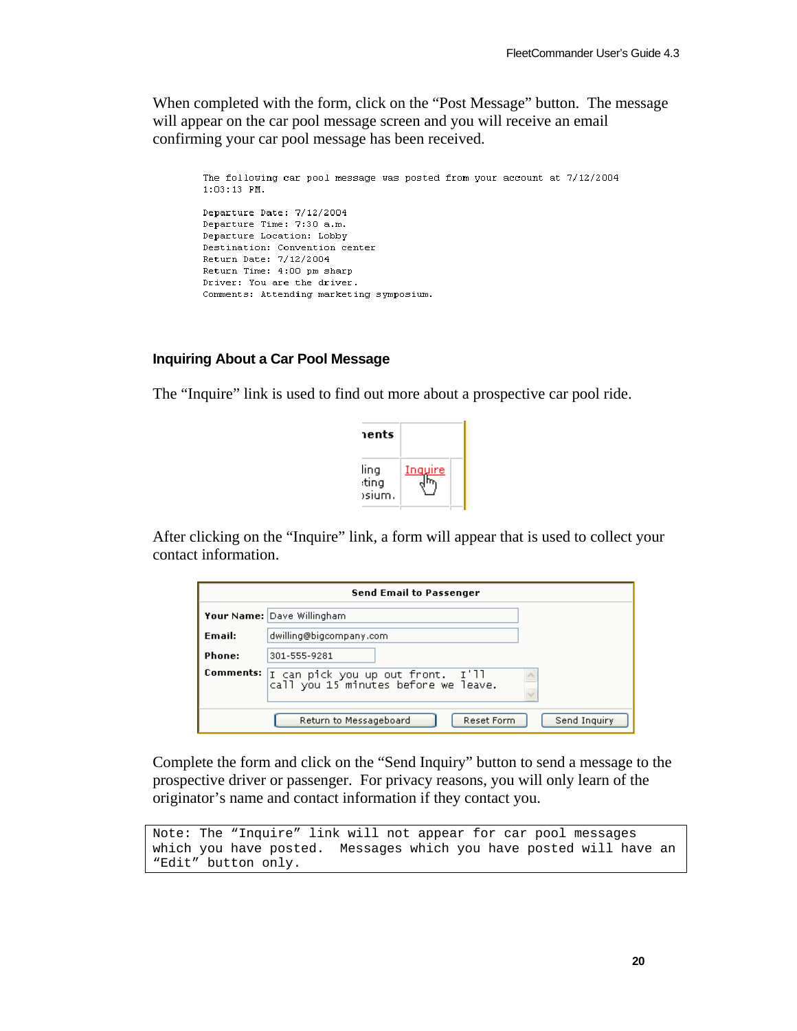When completed with the form, click on the "Post Message" button. The message will appear on the car pool message screen and you will receive an email confirming your car pool message has been received.

```
The following car pool message was posted from your account at 7/12/2004
1:03:13 PM.

Departure Date: 7/12/2004
Departure Time: 7:30 a.m.
Departure Location: Lobby
Destination: Convention center
Return Date: 7/12/2004
Return Time: 4:00 pm sharp
Driver: You are the driver.
Comments: Attending marketing symposium.
```

### Inquiring About a Car Pool Message

The "Inquire" link is used to find out more about a prospective car pool ride.

| ments | |
|---|---|
| ling ting sium. | Inquire |

After clicking on the "Inquire" link, a form will appear that is used to collect your contact information.

| Send Email to Passenger | |
|---|---|
| **Your Name:** | Dave Willingham |
| **Email:** | dwilling@bigcompany.com |
| **Phone:** | 301-555-9281 |
| **Comments:** | I can pick you up out front. I'll call you 15 minutes before we leave. |
| | Return to Messageboard / Reset Form / Send Inquiry |

Complete the form and click on the "Send Inquiry" button to send a message to the prospective driver or passenger. For privacy reasons, you will only learn of the originator's name and contact information if they contact you.

```
Note: The "Inquire" link will not appear for car pool messages
which you have posted.  Messages which you have posted will have an
"Edit" button only.
```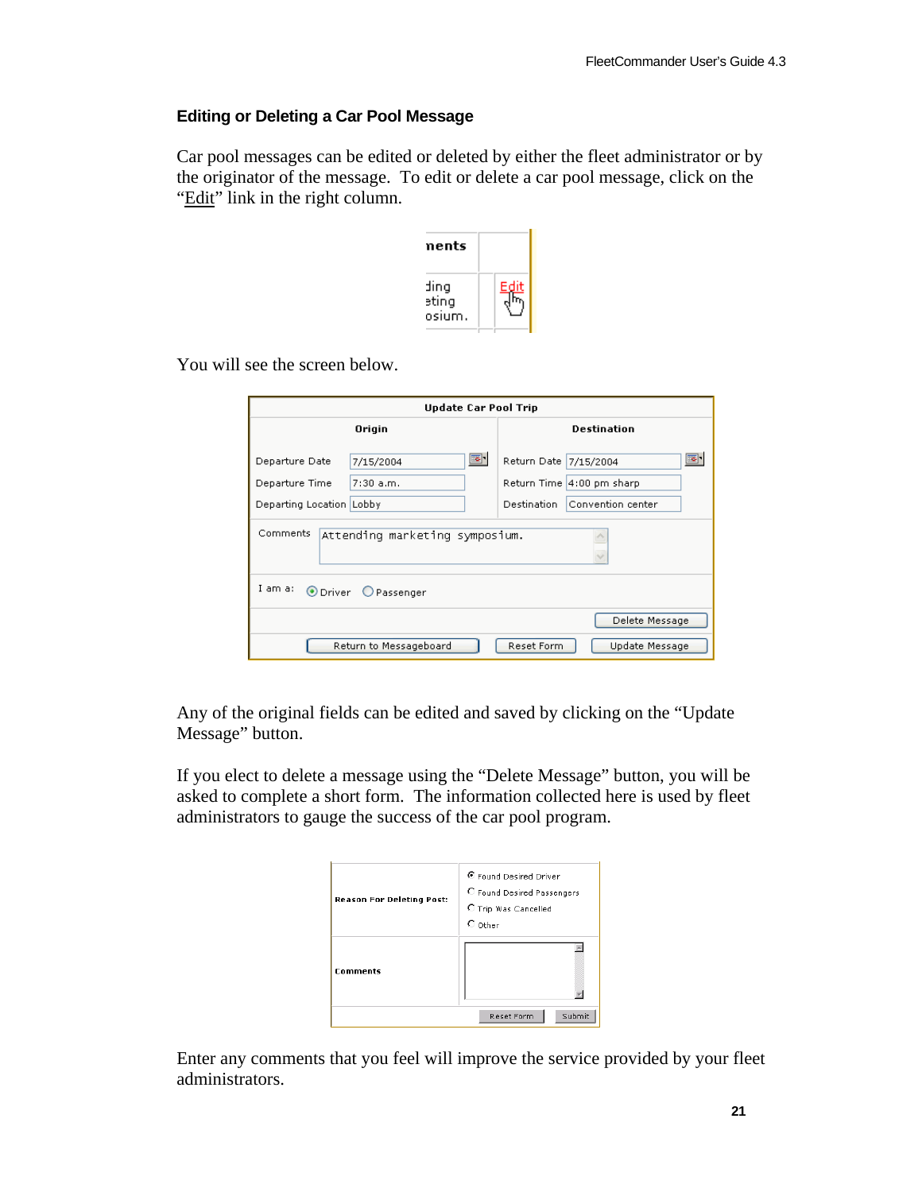### Editing or Deleting a Car Pool Message

Car pool messages can be edited or deleted by either the fleet administrator or by the originator of the message. To edit or delete a car pool message, click on the "Edit" link in the right column.

You will see the screen below.

Any of the original fields can be edited and saved by clicking on the "Update Message" button.

If you elect to delete a message using the "Delete Message" button, you will be asked to complete a short form. The information collected here is used by fleet administrators to gauge the success of the car pool program.

Enter any comments that you feel will improve the service provided by your fleet administrators.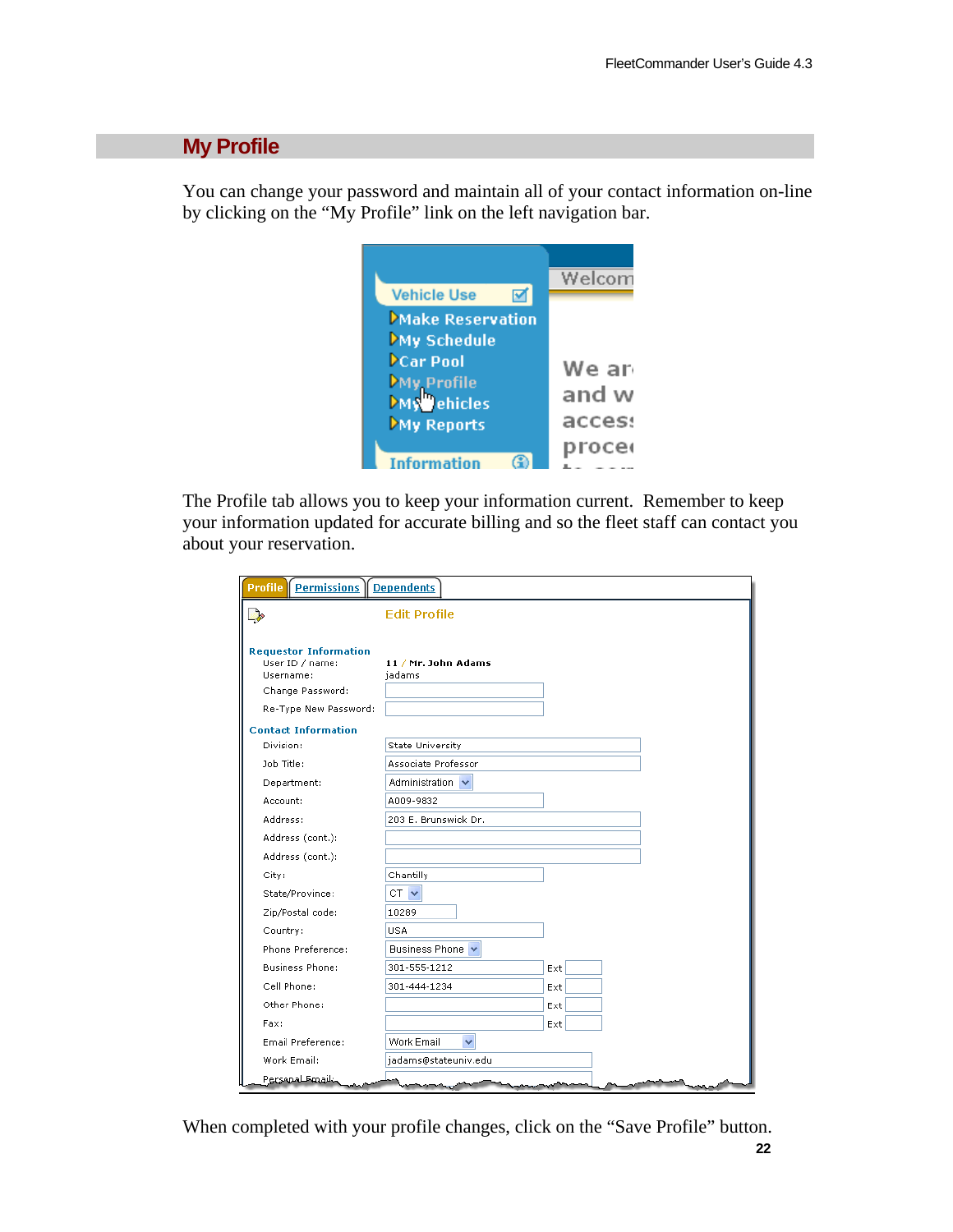## My Profile

You can change your password and maintain all of your contact information on-line by clicking on the "My Profile" link on the left navigation bar.

The Profile tab allows you to keep your information current. Remember to keep your information updated for accurate billing and so the fleet staff can contact you about your reservation.

When completed with your profile changes, click on the "Save Profile" button.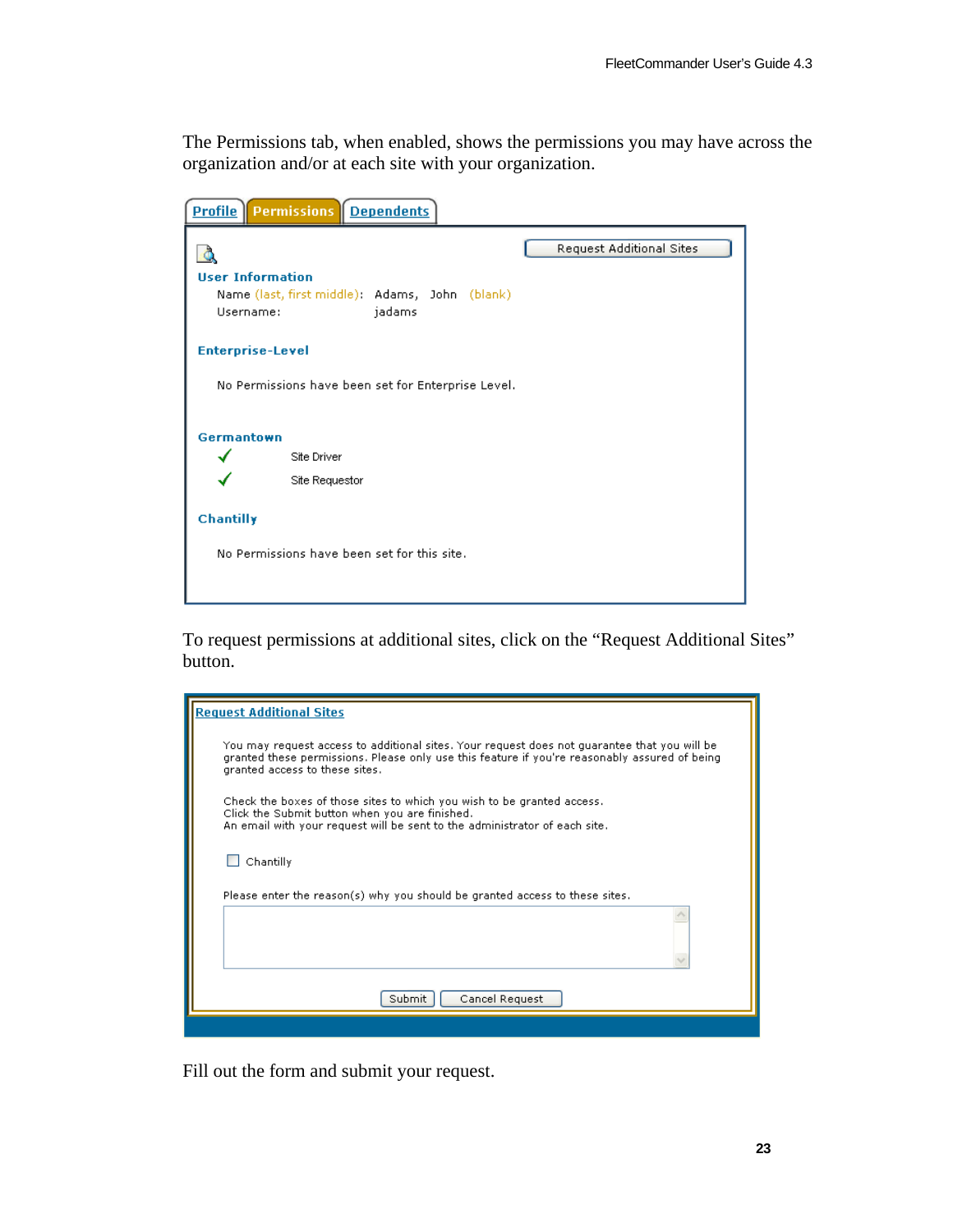The Permissions tab, when enabled, shows the permissions you may have across the organization and/or at each site with your organization.

Profile | **Permissions** | Dependents

Request Additional Sites

**User Information**

Name (last, first middle): Adams, John (blank)

Username: jadams

**Enterprise-Level**

No Permissions have been set for Enterprise Level.

**Germantown**

✓ Site Driver

✓ Site Requestor

**Chantilly**

No Permissions have been set for this site.

To request permissions at additional sites, click on the “Request Additional Sites” button.

**Request Additional Sites**

You may request access to additional sites. Your request does not guarantee that you will be granted these permissions. Please only use this feature if you're reasonably assured of being granted access to these sites.

Check the boxes of those sites to which you wish to be granted access.
Click the Submit button when you are finished.
An email with your request will be sent to the administrator of each site.

☐ Chantilly

Please enter the reason(s) why you should be granted access to these sites.

Submit | Cancel Request

Fill out the form and submit your request.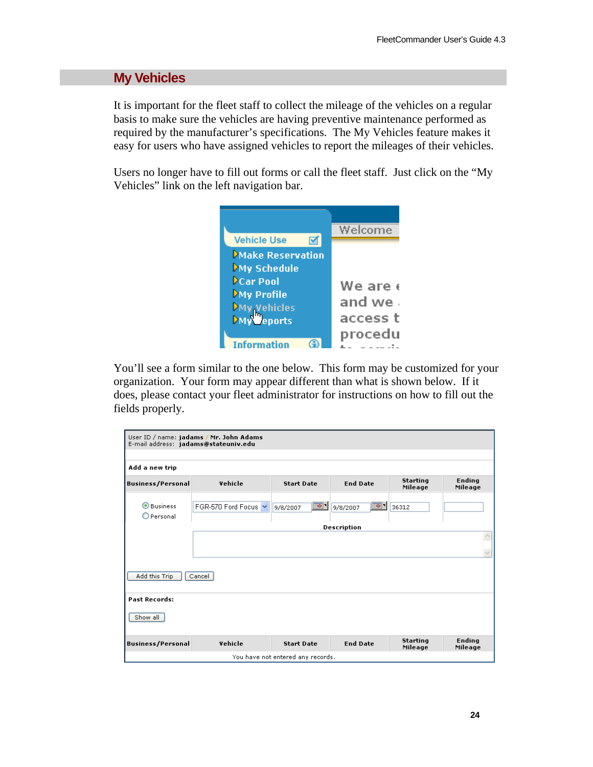## My Vehicles

It is important for the fleet staff to collect the mileage of the vehicles on a regular basis to make sure the vehicles are having preventive maintenance performed as required by the manufacturer's specifications. The My Vehicles feature makes it easy for users who have assigned vehicles to report the mileages of their vehicles.

Users no longer have to fill out forms or call the fleet staff. Just click on the "My Vehicles" link on the left navigation bar.

You'll see a form similar to the one below. This form may be customized for your organization. Your form may appear different than what is shown below. If it does, please contact your fleet administrator for instructions on how to fill out the fields properly.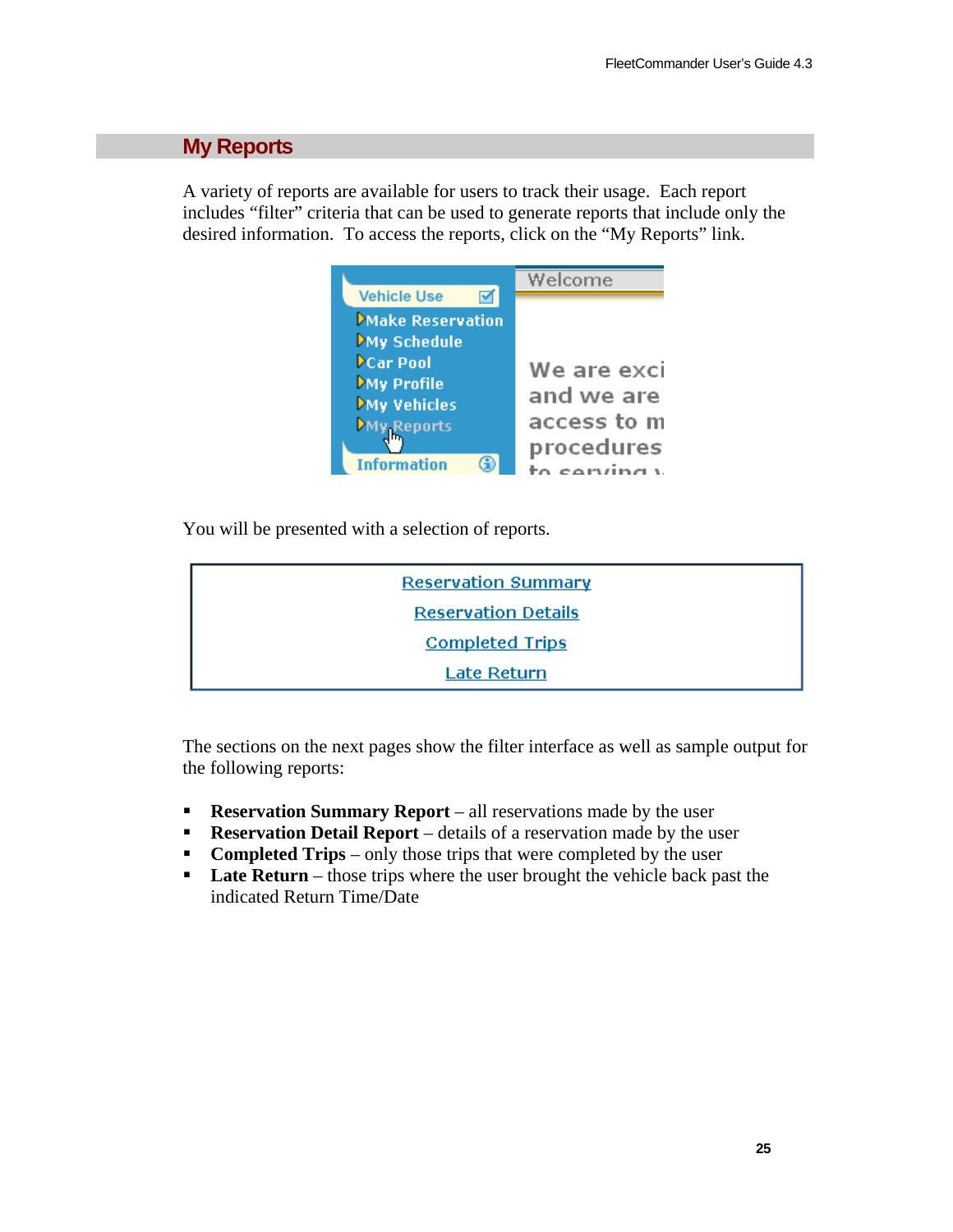## My Reports

A variety of reports are available for users to track their usage. Each report includes "filter" criteria that can be used to generate reports that include only the desired information. To access the reports, click on the "My Reports" link.

You will be presented with a selection of reports.

The sections on the next pages show the filter interface as well as sample output for the following reports:

- **Reservation Summary Report** – all reservations made by the user
- **Reservation Detail Report** – details of a reservation made by the user
- **Completed Trips** – only those trips that were completed by the user
- **Late Return** – those trips where the user brought the vehicle back past the indicated Return Time/Date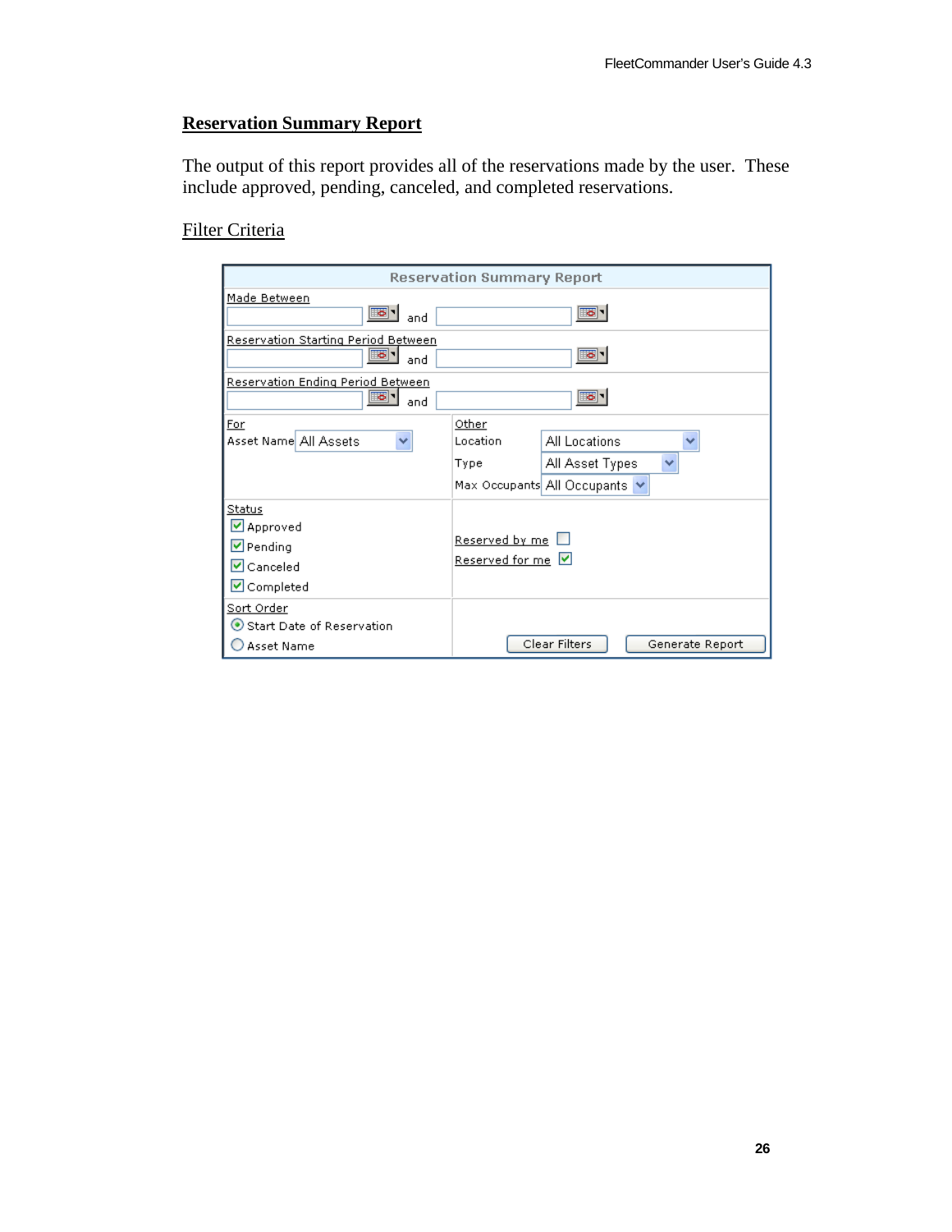## Reservation Summary Report

The output of this report provides all of the reservations made by the user. These include approved, pending, canceled, and completed reservations.

Filter Criteria

**Reservation Summary Report**

Made Between
[ ] and [ ]

Reservation Starting Period Between
[ ] and [ ]

Reservation Ending Period Between
[ ] and [ ]

For
Asset Name: All Assets

Other
Location: All Locations
Type: All Asset Types
Max Occupants: All Occupants

Status
- [x] Approved
- [x] Pending
- [x] Canceled
- [x] Completed

Reserved by me [ ]
Reserved for me [x]

Sort Order
- (•) Start Date of Reservation
- ( ) Asset Name

Clear Filters | Generate Report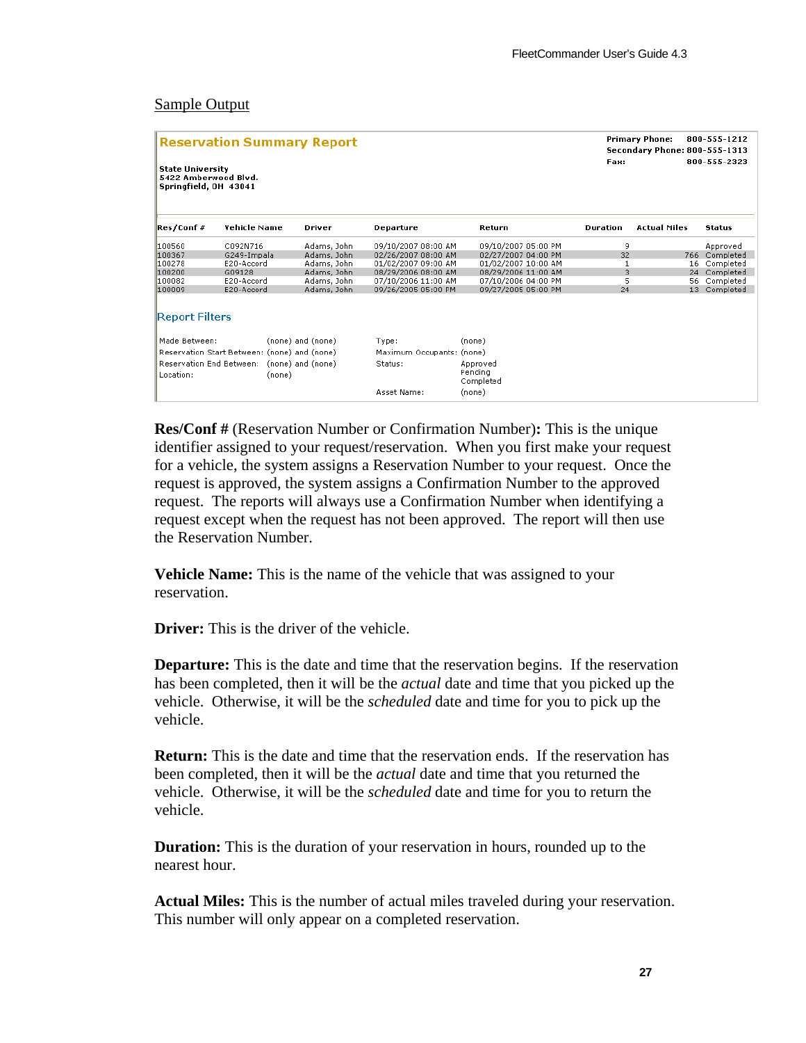Sample Output

**Reservation Summary Report**

**State University**
**5422 Amberwood Blvd.**
**Springfield, OH 43041**

**Primary Phone:** 800-555-1212
**Secondary Phone:** 800-555-1313
**Fax:** 800-555-2323

| Res/Conf # | Vehicle Name | Driver | Departure | Return | Duration | Actual Miles | Status |
|---|---|---|---|---|---|---|---|
| 100560 | C092N716 | Adams, John | 09/10/2007 08:00 AM | 09/10/2007 05:00 PM | 9 | | Approved |
| 100367 | G249-Impala | Adams, John | 02/26/2007 08:00 AM | 02/27/2007 04:00 PM | 32 | 766 | Completed |
| 100278 | E20-Accord | Adams, John | 01/02/2007 09:00 AM | 01/02/2007 10:00 AM | 1 | 16 | Completed |
| 100200 | G09128 | Adams, John | 08/29/2006 08:00 AM | 08/29/2006 11:00 AM | 3 | 24 | Completed |
| 100082 | E20-Accord | Adams, John | 07/10/2006 11:00 AM | 07/10/2006 04:00 PM | 5 | 56 | Completed |
| 100009 | E20-Accord | Adams, John | 09/26/2005 05:00 PM | 09/27/2005 05:00 PM | 24 | 13 | Completed |

Report Filters

| | | | |
|---|---|---|---|
| Made Between: | (none) and (none) | Type: | (none) |
| Reservation Start Between: | (none) and (none) | Maximum Occupants: | (none) |
| Reservation End Between: | (none) and (none) | Status: | Approved<br>Pending<br>Completed |
| Location: | (none) | | |
| | | Asset Name: | (none) |

**Res/Conf #** (Reservation Number or Confirmation Number)**:** This is the unique identifier assigned to your request/reservation. When you first make your request for a vehicle, the system assigns a Reservation Number to your request. Once the request is approved, the system assigns a Confirmation Number to the approved request. The reports will always use a Confirmation Number when identifying a request except when the request has not been approved. The report will then use the Reservation Number.

**Vehicle Name:** This is the name of the vehicle that was assigned to your reservation.

**Driver:** This is the driver of the vehicle.

**Departure:** This is the date and time that the reservation begins. If the reservation has been completed, then it will be the *actual* date and time that you picked up the vehicle. Otherwise, it will be the *scheduled* date and time for you to pick up the vehicle.

**Return:** This is the date and time that the reservation ends. If the reservation has been completed, then it will be the *actual* date and time that you returned the vehicle. Otherwise, it will be the *scheduled* date and time for you to return the vehicle.

**Duration:** This is the duration of your reservation in hours, rounded up to the nearest hour.

**Actual Miles:** This is the number of actual miles traveled during your reservation. This number will only appear on a completed reservation.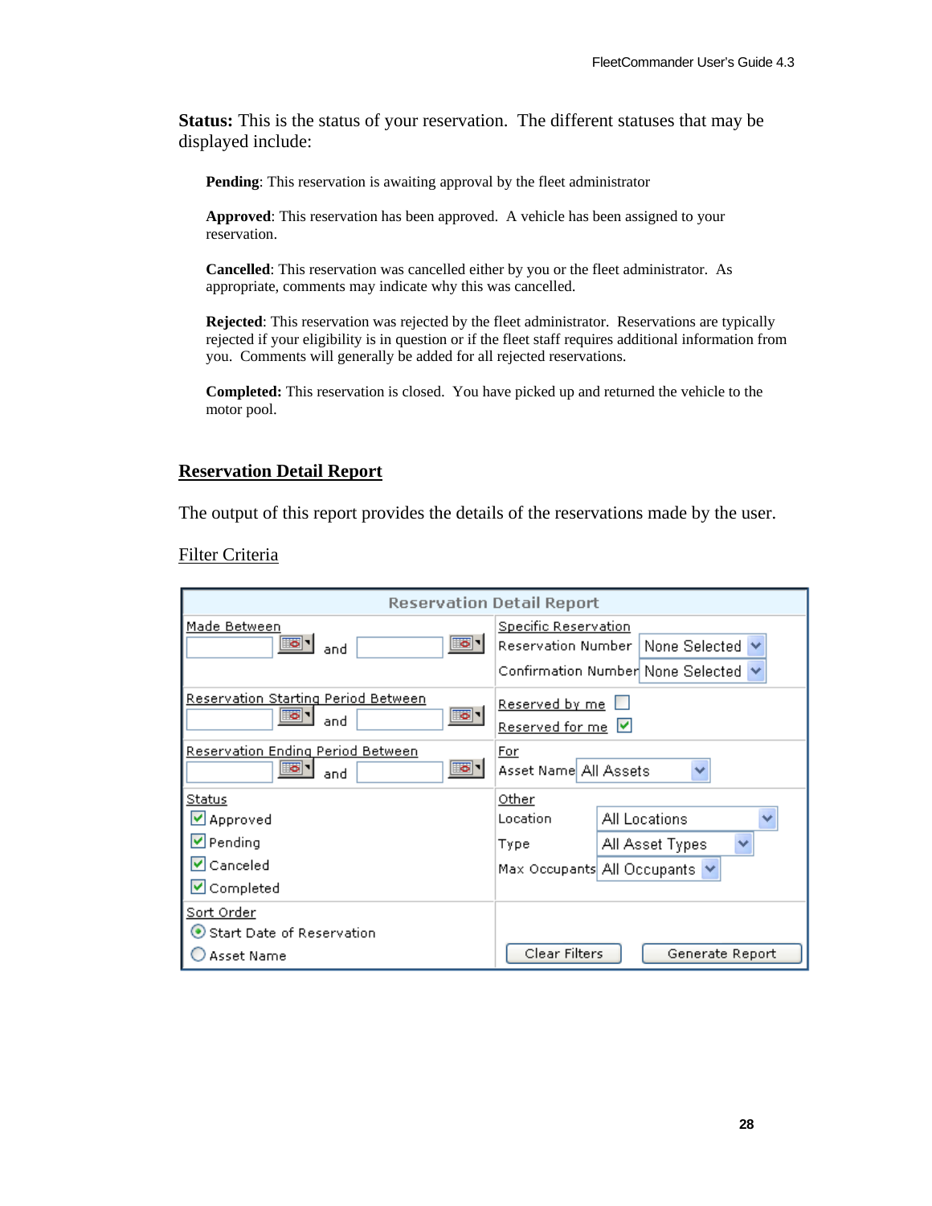**Status:** This is the status of your reservation. The different statuses that may be displayed include:

> **Pending**: This reservation is awaiting approval by the fleet administrator
>
> **Approved**: This reservation has been approved. A vehicle has been assigned to your reservation.
>
> **Cancelled**: This reservation was cancelled either by you or the fleet administrator. As appropriate, comments may indicate why this was cancelled.
>
> **Rejected**: This reservation was rejected by the fleet administrator. Reservations are typically rejected if your eligibility is in question or if the fleet staff requires additional information from you. Comments will generally be added for all rejected reservations.
>
> **Completed:** This reservation is closed. You have picked up and returned the vehicle to the motor pool.

## Reservation Detail Report

The output of this report provides the details of the reservations made by the user.

Filter Criteria

| Reservation Detail Report | |
|---|---|
| Made Between<br>[ ] and [ ] | Specific Reservation<br>Reservation Number: None Selected<br>Confirmation Number: None Selected |
| Reservation Starting Period Between<br>[ ] and [ ] | Reserved by me ☐<br>Reserved for me ☑ |
| Reservation Ending Period Between<br>[ ] and [ ] | For<br>Asset Name: All Assets |
| Status<br>☑ Approved<br>☑ Pending<br>☑ Canceled<br>☑ Completed | Other<br>Location: All Locations<br>Type: All Asset Types<br>Max Occupants: All Occupants |
| Sort Order<br>◉ Start Date of Reservation<br>○ Asset Name | [Clear Filters] [Generate Report] |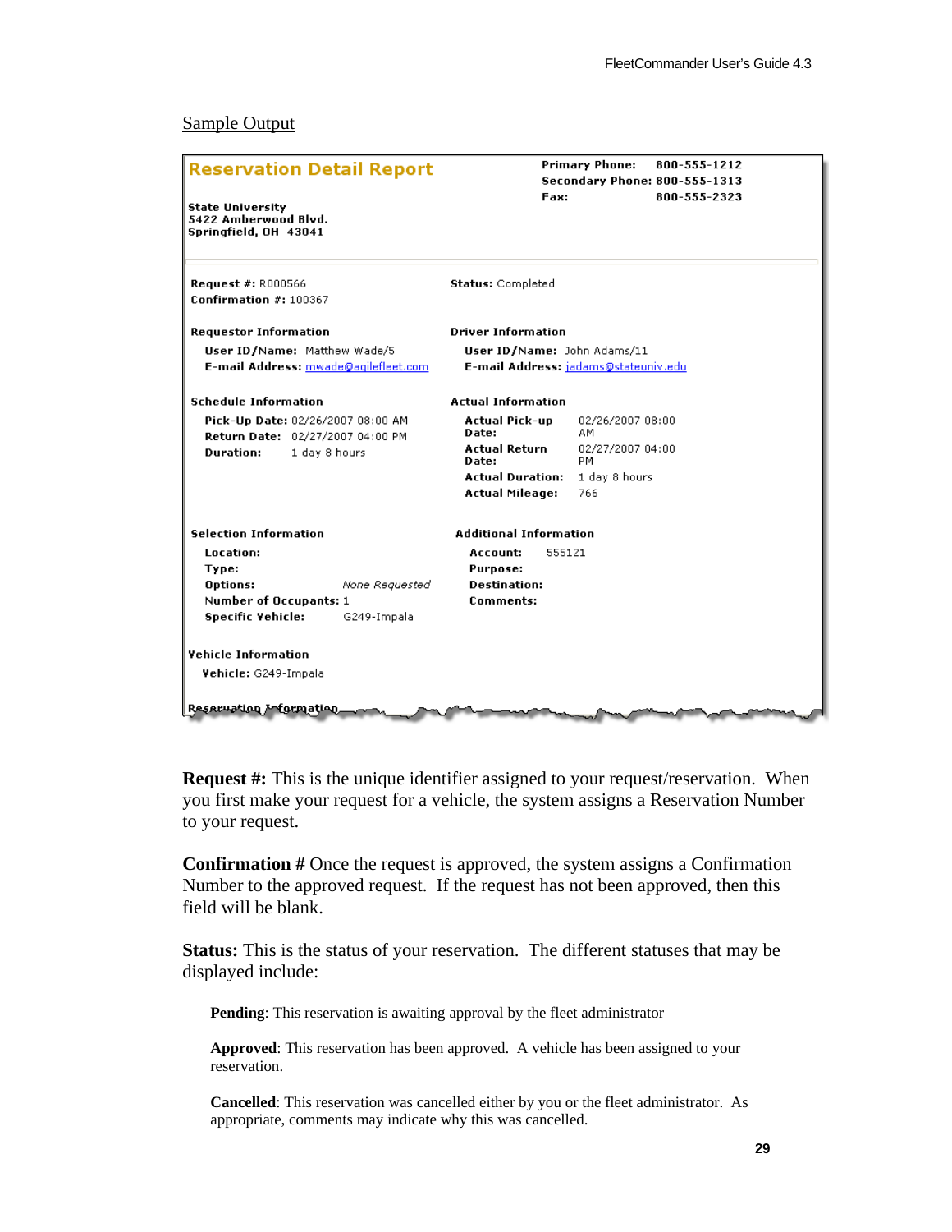Sample Output

**Reservation Detail Report**

**State University**
**5422 Amberwood Blvd.**
**Springfield, OH 43041**

**Primary Phone:** 800-555-1212
**Secondary Phone:** 800-555-1313
**Fax:** 800-555-2323

**Request #:** R000566
**Confirmation #:** 100367

**Status:** Completed

**Requestor Information**

**User ID/Name:** Matthew Wade/5
**E-mail Address:** mwade@agilefleet.com

**Driver Information**

**User ID/Name:** John Adams/11
**E-mail Address:** jadams@stateuniv.edu

**Schedule Information**

**Pick-Up Date:** 02/26/2007 08:00 AM
**Return Date:** 02/27/2007 04:00 PM
**Duration:** 1 day 8 hours

**Actual Information**

**Actual Pick-up Date:** 02/26/2007 08:00 AM
**Actual Return Date:** 02/27/2007 04:00 PM
**Actual Duration:** 1 day 8 hours
**Actual Mileage:** 766

**Selection Information**

**Location:**
**Type:**
**Options:** *None Requested*
**Number of Occupants:** 1
**Specific Vehicle:** G249-Impala

**Additional Information**

**Account:** 555121
**Purpose:**
**Destination:**
**Comments:**

**Vehicle Information**

**Vehicle:** G249-Impala

**Reservation Information**

**Request #:** This is the unique identifier assigned to your request/reservation. When you first make your request for a vehicle, the system assigns a Reservation Number to your request.

**Confirmation #** Once the request is approved, the system assigns a Confirmation Number to the approved request. If the request has not been approved, then this field will be blank.

**Status:** This is the status of your reservation. The different statuses that may be displayed include:

**Pending**: This reservation is awaiting approval by the fleet administrator

**Approved**: This reservation has been approved. A vehicle has been assigned to your reservation.

**Cancelled**: This reservation was cancelled either by you or the fleet administrator. As appropriate, comments may indicate why this was cancelled.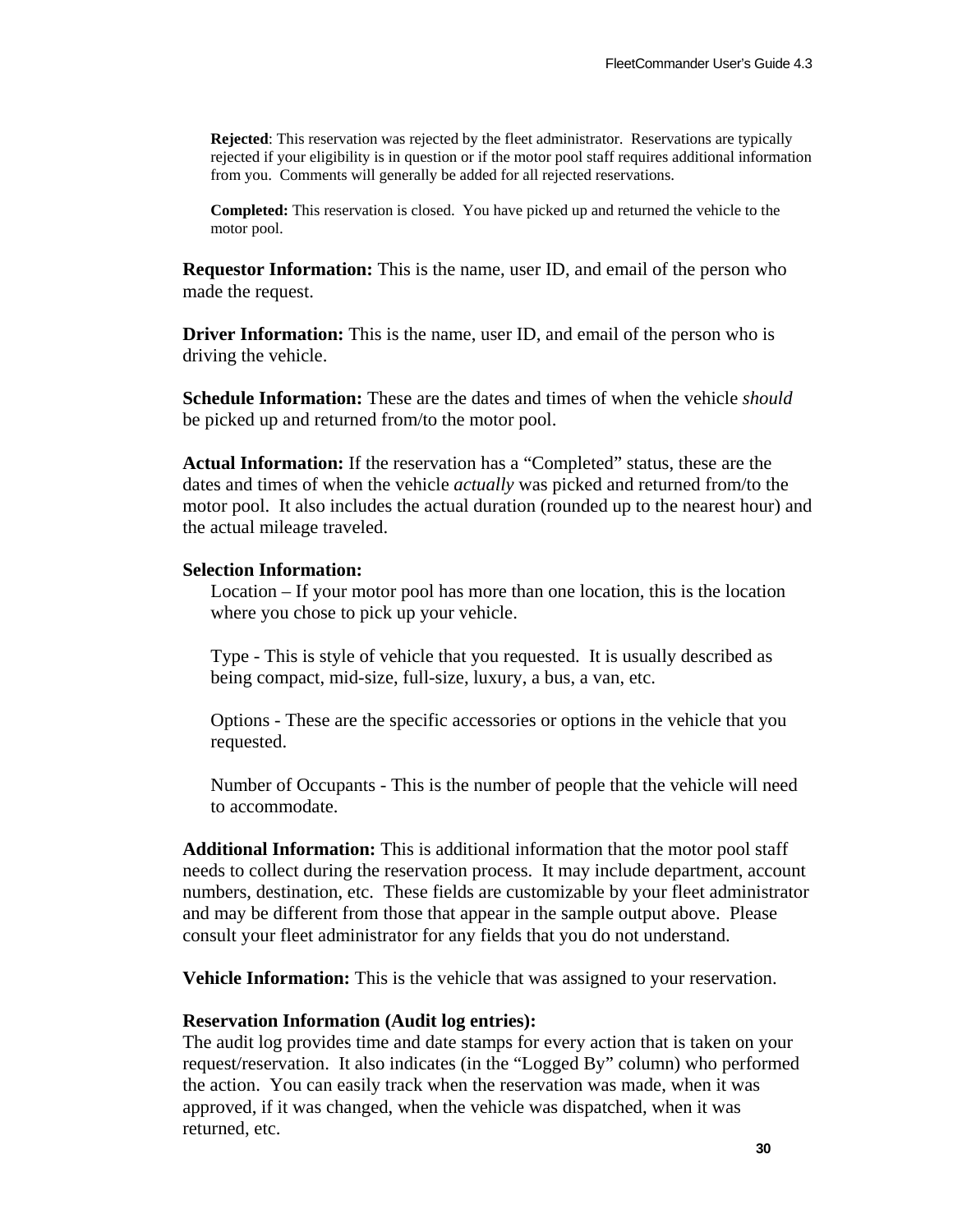**Rejected**: This reservation was rejected by the fleet administrator. Reservations are typically rejected if your eligibility is in question or if the motor pool staff requires additional information from you. Comments will generally be added for all rejected reservations.

**Completed:** This reservation is closed. You have picked up and returned the vehicle to the motor pool.

**Requestor Information:** This is the name, user ID, and email of the person who made the request.

**Driver Information:** This is the name, user ID, and email of the person who is driving the vehicle.

**Schedule Information:** These are the dates and times of when the vehicle *should* be picked up and returned from/to the motor pool.

**Actual Information:** If the reservation has a "Completed" status, these are the dates and times of when the vehicle *actually* was picked and returned from/to the motor pool. It also includes the actual duration (rounded up to the nearest hour) and the actual mileage traveled.

**Selection Information:**

Location – If your motor pool has more than one location, this is the location where you chose to pick up your vehicle.

Type - This is style of vehicle that you requested. It is usually described as being compact, mid-size, full-size, luxury, a bus, a van, etc.

Options - These are the specific accessories or options in the vehicle that you requested.

Number of Occupants - This is the number of people that the vehicle will need to accommodate.

**Additional Information:** This is additional information that the motor pool staff needs to collect during the reservation process. It may include department, account numbers, destination, etc. These fields are customizable by your fleet administrator and may be different from those that appear in the sample output above. Please consult your fleet administrator for any fields that you do not understand.

**Vehicle Information:** This is the vehicle that was assigned to your reservation.

**Reservation Information (Audit log entries):**

The audit log provides time and date stamps for every action that is taken on your request/reservation. It also indicates (in the "Logged By" column) who performed the action. You can easily track when the reservation was made, when it was approved, if it was changed, when the vehicle was dispatched, when it was returned, etc.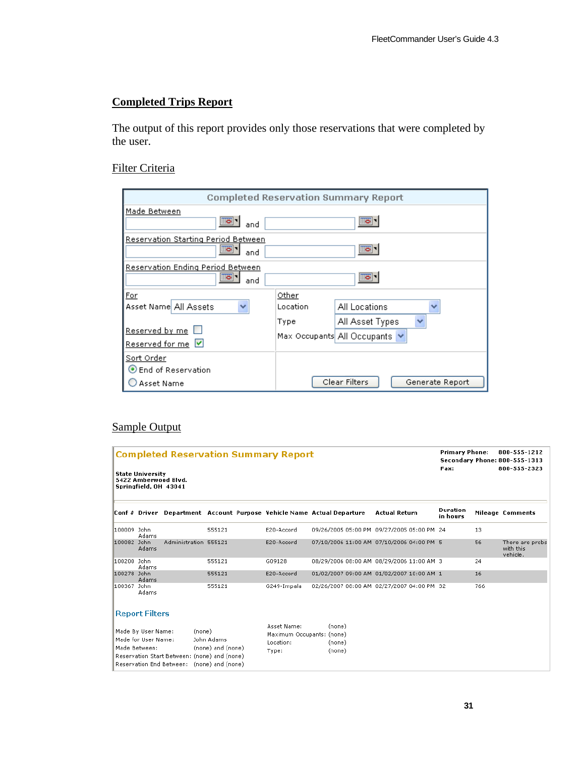## Completed Trips Report

The output of this report provides only those reservations that were completed by the user.

### Filter Criteria

**Completed Reservation Summary Report**

Made Between [ ] and [ ]

Reservation Starting Period Between [ ] and [ ]

Reservation Ending Period Between [ ] and [ ]

For
- Asset Name: All Assets
- Reserved by me: ☐
- Reserved for me: ☑

Other
- Location: All Locations
- Type: All Asset Types
- Max Occupants: All Occupants

Sort Order
- (•) End of Reservation
- ( ) Asset Name

[Clear Filters] [Generate Report]

### Sample Output

**Completed Reservation Summary Report**

State University
5422 Amberwood Blvd.
Springfield, OH 43041

Primary Phone: 800-555-1212
Secondary Phone: 800-555-1313
Fax: 800-555-2323

| Conf # | Driver | Department | Account | Purpose | Vehicle Name | Actual Departure | Actual Return | Duration in hours | Mileage | Comments |
|---|---|---|---|---|---|---|---|---|---|---|
| 100009 | John Adams | | 555121 | | E20-Accord | 09/26/2005 05:00 PM | 09/27/2005 05:00 PM | 24 | 13 | |
| 100082 | John Adams | Administration | 555121 | | E20-Accord | 07/10/2006 11:00 AM | 07/10/2006 04:00 PM | 5 | 56 | There are probs with this vehicle. |
| 100200 | John Adams | | 555121 | | G09128 | 08/29/2006 08:00 AM | 08/29/2006 11:00 AM | 3 | 24 | |
| 100278 | John Adams | | 555121 | | E20-Accord | 01/02/2007 09:00 AM | 01/02/2007 10:00 AM | 1 | 16 | |
| 100367 | John Adams | | 555121 | | G249-Impala | 02/26/2007 08:00 AM | 02/27/2007 04:00 PM | 32 | 766 | |

**Report Filters**

Made By User Name: (none)
Made for User Name: John Adams
Made Between: (none) and (none)
Reservation Start Between: (none) and (none)
Reservation End Between: (none) and (none)

Asset Name: (none)
Maximum Occupants: (none)
Location: (none)
Type: (none)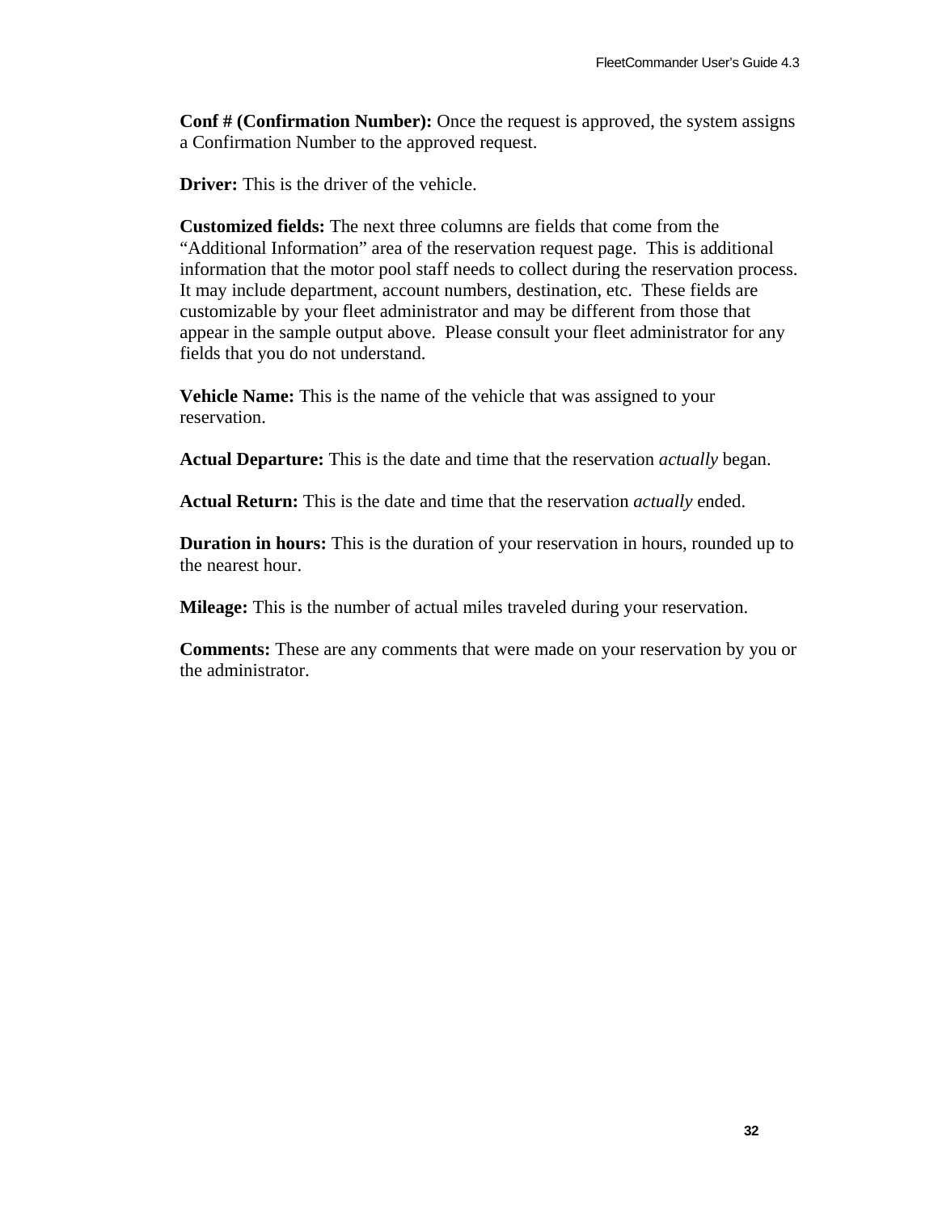**Conf # (Confirmation Number):** Once the request is approved, the system assigns a Confirmation Number to the approved request.

**Driver:** This is the driver of the vehicle.

**Customized fields:** The next three columns are fields that come from the "Additional Information" area of the reservation request page. This is additional information that the motor pool staff needs to collect during the reservation process. It may include department, account numbers, destination, etc. These fields are customizable by your fleet administrator and may be different from those that appear in the sample output above. Please consult your fleet administrator for any fields that you do not understand.

**Vehicle Name:** This is the name of the vehicle that was assigned to your reservation.

**Actual Departure:** This is the date and time that the reservation *actually* began.

**Actual Return:** This is the date and time that the reservation *actually* ended.

**Duration in hours:** This is the duration of your reservation in hours, rounded up to the nearest hour.

**Mileage:** This is the number of actual miles traveled during your reservation.

**Comments:** These are any comments that were made on your reservation by you or the administrator.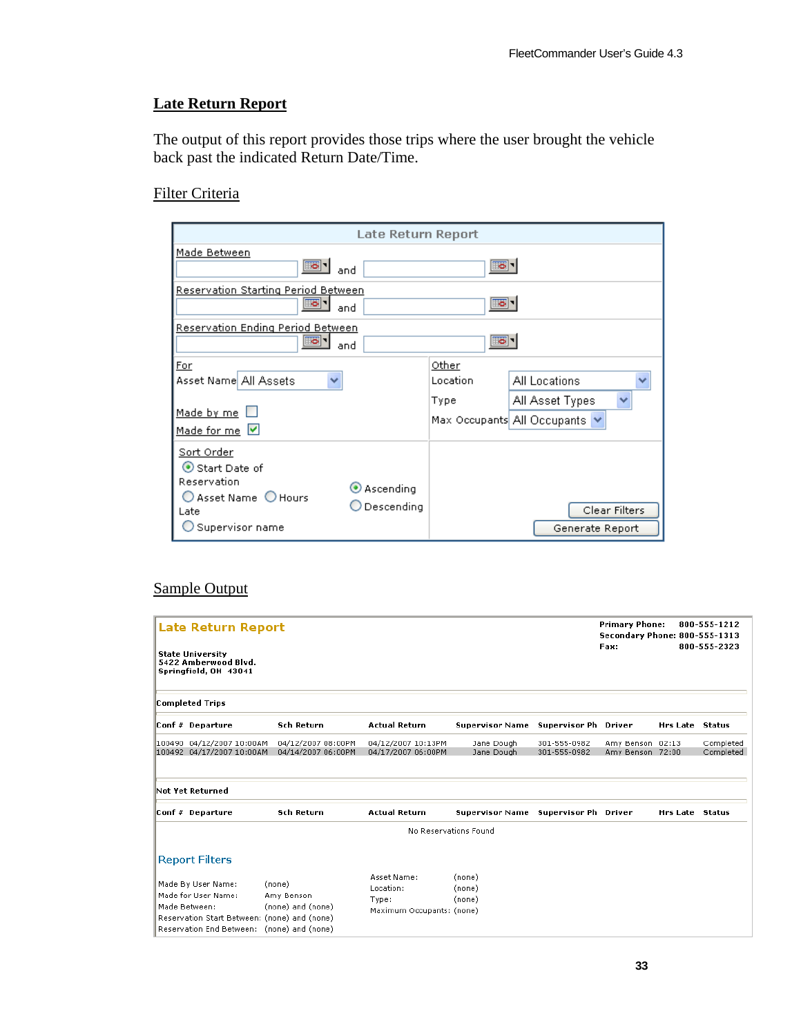## Late Return Report

The output of this report provides those trips where the user brought the vehicle back past the indicated Return Date/Time.

### Filter Criteria

**Late Return Report**

Made Between ______ and ______

Reservation Starting Period Between ______ and ______

Reservation Ending Period Between ______ and ______

For
- Asset Name: All Assets
- Made by me ☐
- Made for me ☑

Other
- Location: All Locations
- Type: All Asset Types
- Max Occupants: All Occupants

Sort Order
- (•) Start Date of Reservation
- ( ) Asset Name
- ( ) Hours Late
- ( ) Supervisor name

- (•) Ascending
- ( ) Descending

[Clear Filters] [Generate Report]

### Sample Output

**Late Return Report**

State University
5422 Amberwood Blvd.
Springfield, OH 43041

Primary Phone: 800-555-1212
Secondary Phone: 800-555-1313
Fax: 800-555-2323

**Completed Trips**

| Conf # | Departure | Sch Return | Actual Return | Supervisor Name | Supervisor Ph | Driver | Hrs Late | Status |
|---|---|---|---|---|---|---|---|---|
| 100490 | 04/12/2007 10:00AM | 04/12/2007 08:00PM | 04/12/2007 10:13PM | Jane Dough | 301-555-0982 | Amy Benson | 02:13 | Completed |
| 100492 | 04/17/2007 10:00AM | 04/14/2007 06:00PM | 04/17/2007 06:00PM | Jane Dough | 301-555-0982 | Amy Benson | 72:00 | Completed |

**Not Yet Returned**

| Conf # | Departure | Sch Return | Actual Return | Supervisor Name | Supervisor Ph | Driver | Hrs Late | Status |
|---|---|---|---|---|---|---|---|---|

No Reservations Found

**Report Filters**

Made By User Name: (none)
Made for User Name: Amy Benson
Made Between: (none) and (none)
Reservation Start Between: (none) and (none)
Reservation End Between: (none) and (none)

Asset Name: (none)
Location: (none)
Type: (none)
Maximum Occupants: (none)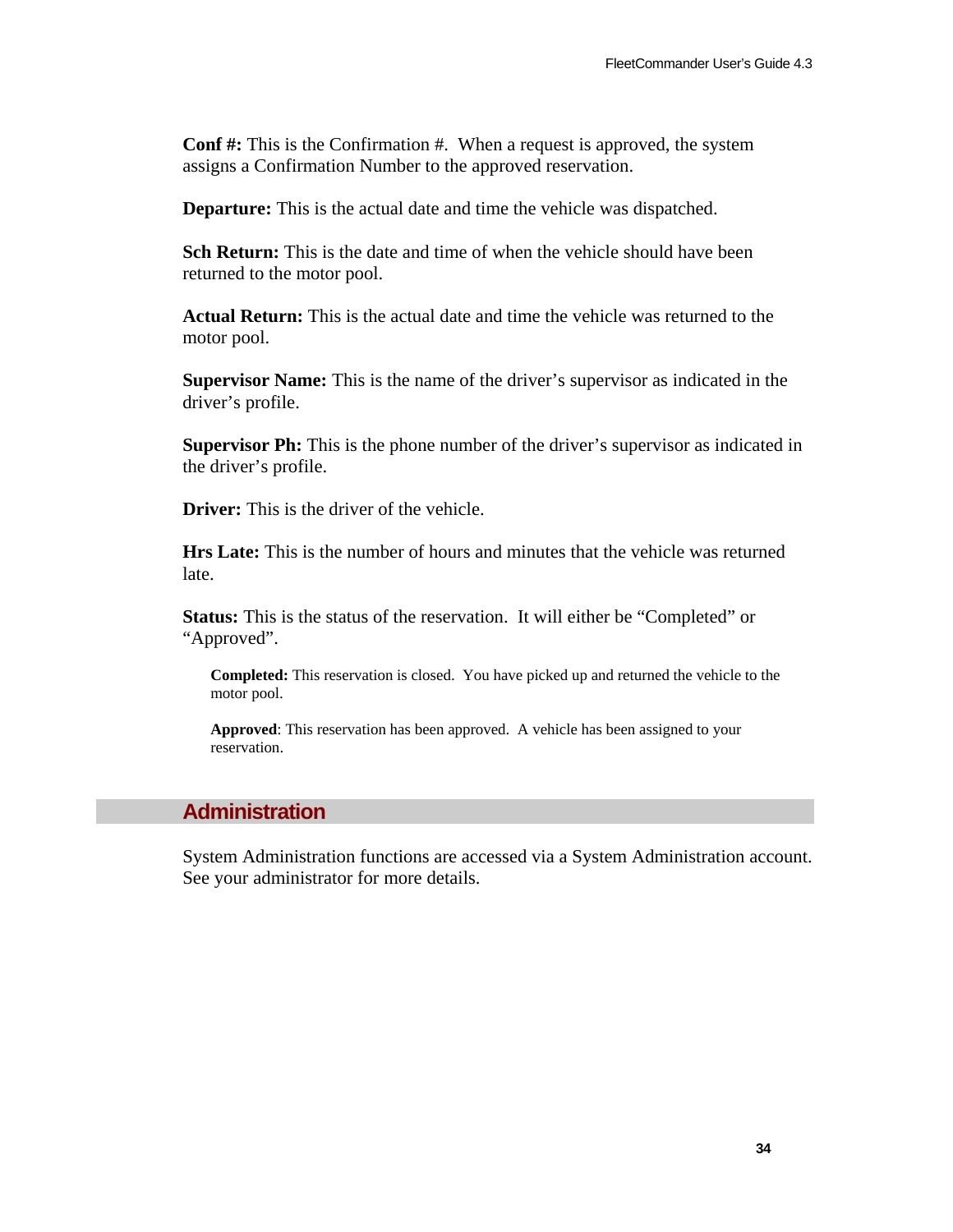**Conf #:** This is the Confirmation #. When a request is approved, the system assigns a Confirmation Number to the approved reservation.

**Departure:** This is the actual date and time the vehicle was dispatched.

**Sch Return:** This is the date and time of when the vehicle should have been returned to the motor pool.

**Actual Return:** This is the actual date and time the vehicle was returned to the motor pool.

**Supervisor Name:** This is the name of the driver's supervisor as indicated in the driver's profile.

**Supervisor Ph:** This is the phone number of the driver's supervisor as indicated in the driver's profile.

**Driver:** This is the driver of the vehicle.

**Hrs Late:** This is the number of hours and minutes that the vehicle was returned late.

**Status:** This is the status of the reservation. It will either be "Completed" or "Approved".

> **Completed:** This reservation is closed. You have picked up and returned the vehicle to the motor pool.
>
> **Approved**: This reservation has been approved. A vehicle has been assigned to your reservation.

## Administration

System Administration functions are accessed via a System Administration account. See your administrator for more details.